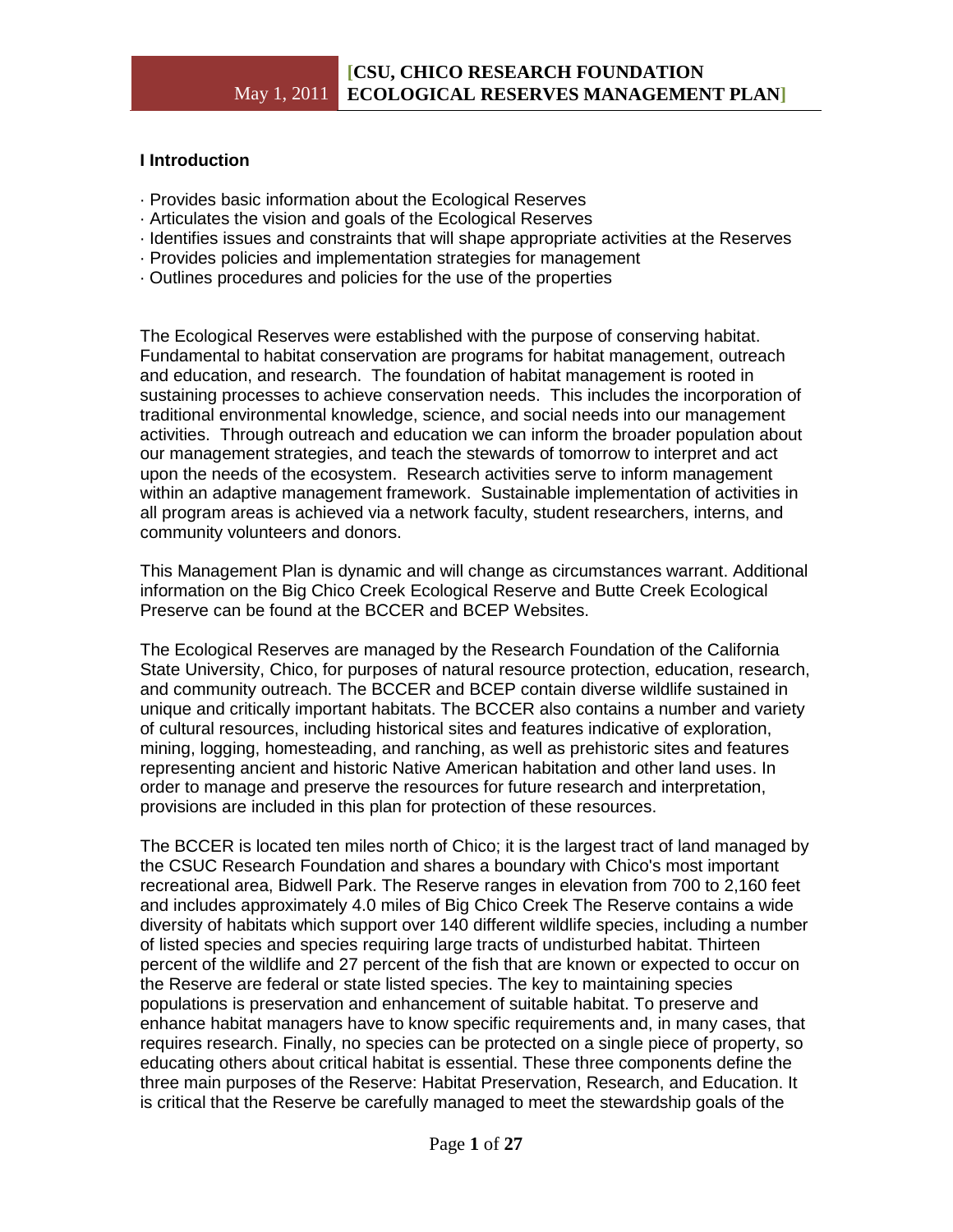## I Introduction

· Provides basic information about the Ecological Reserves
· Articulates the vision and goals of the Ecological Reserves
· Identifies issues and constraints that will shape appropriate activities at the Reserves
· Provides policies and implementation strategies for management
· Outlines procedures and policies for the use of the properties

The Ecological Reserves were established with the purpose of conserving habitat. Fundamental to habitat conservation are programs for habitat management, outreach and education, and research. The foundation of habitat management is rooted in sustaining processes to achieve conservation needs. This includes the incorporation of traditional environmental knowledge, science, and social needs into our management activities. Through outreach and education we can inform the broader population about our management strategies, and teach the stewards of tomorrow to interpret and act upon the needs of the ecosystem. Research activities serve to inform management within an adaptive management framework. Sustainable implementation of activities in all program areas is achieved via a network faculty, student researchers, interns, and community volunteers and donors.

This Management Plan is dynamic and will change as circumstances warrant. Additional information on the Big Chico Creek Ecological Reserve and Butte Creek Ecological Preserve can be found at the BCCER and BCEP Websites.

The Ecological Reserves are managed by the Research Foundation of the California State University, Chico, for purposes of natural resource protection, education, research, and community outreach. The BCCER and BCEP contain diverse wildlife sustained in unique and critically important habitats. The BCCER also contains a number and variety of cultural resources, including historical sites and features indicative of exploration, mining, logging, homesteading, and ranching, as well as prehistoric sites and features representing ancient and historic Native American habitation and other land uses. In order to manage and preserve the resources for future research and interpretation, provisions are included in this plan for protection of these resources.

The BCCER is located ten miles north of Chico; it is the largest tract of land managed by the CSUC Research Foundation and shares a boundary with Chico's most important recreational area, Bidwell Park. The Reserve ranges in elevation from 700 to 2,160 feet and includes approximately 4.0 miles of Big Chico Creek The Reserve contains a wide diversity of habitats which support over 140 different wildlife species, including a number of listed species and species requiring large tracts of undisturbed habitat. Thirteen percent of the wildlife and 27 percent of the fish that are known or expected to occur on the Reserve are federal or state listed species. The key to maintaining species populations is preservation and enhancement of suitable habitat. To preserve and enhance habitat managers have to know specific requirements and, in many cases, that requires research. Finally, no species can be protected on a single piece of property, so educating others about critical habitat is essential. These three components define the three main purposes of the Reserve: Habitat Preservation, Research, and Education. It is critical that the Reserve be carefully managed to meet the stewardship goals of the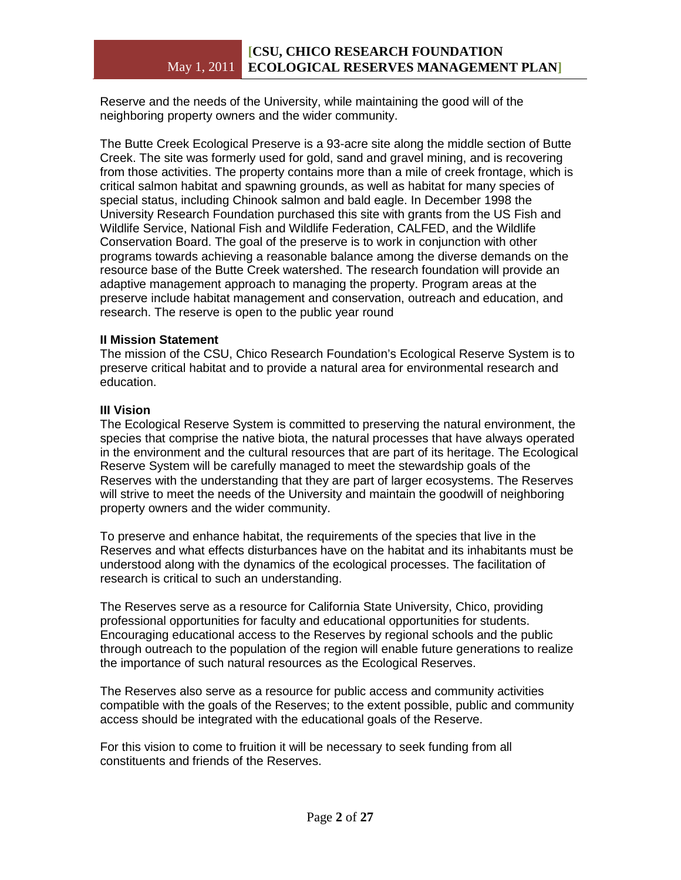Reserve and the needs of the University, while maintaining the good will of the neighboring property owners and the wider community.

The Butte Creek Ecological Preserve is a 93-acre site along the middle section of Butte Creek. The site was formerly used for gold, sand and gravel mining, and is recovering from those activities. The property contains more than a mile of creek frontage, which is critical salmon habitat and spawning grounds, as well as habitat for many species of special status, including Chinook salmon and bald eagle. In December 1998 the University Research Foundation purchased this site with grants from the US Fish and Wildlife Service, National Fish and Wildlife Federation, CALFED, and the Wildlife Conservation Board. The goal of the preserve is to work in conjunction with other programs towards achieving a reasonable balance among the diverse demands on the resource base of the Butte Creek watershed. The research foundation will provide an adaptive management approach to managing the property. Program areas at the preserve include habitat management and conservation, outreach and education, and research. The reserve is open to the public year round

### II Mission Statement

The mission of the CSU, Chico Research Foundation's Ecological Reserve System is to preserve critical habitat and to provide a natural area for environmental research and education.

### III Vision

The Ecological Reserve System is committed to preserving the natural environment, the species that comprise the native biota, the natural processes that have always operated in the environment and the cultural resources that are part of its heritage. The Ecological Reserve System will be carefully managed to meet the stewardship goals of the Reserves with the understanding that they are part of larger ecosystems. The Reserves will strive to meet the needs of the University and maintain the goodwill of neighboring property owners and the wider community.

To preserve and enhance habitat, the requirements of the species that live in the Reserves and what effects disturbances have on the habitat and its inhabitants must be understood along with the dynamics of the ecological processes. The facilitation of research is critical to such an understanding.

The Reserves serve as a resource for California State University, Chico, providing professional opportunities for faculty and educational opportunities for students. Encouraging educational access to the Reserves by regional schools and the public through outreach to the population of the region will enable future generations to realize the importance of such natural resources as the Ecological Reserves.

The Reserves also serve as a resource for public access and community activities compatible with the goals of the Reserves; to the extent possible, public and community access should be integrated with the educational goals of the Reserve.

For this vision to come to fruition it will be necessary to seek funding from all constituents and friends of the Reserves.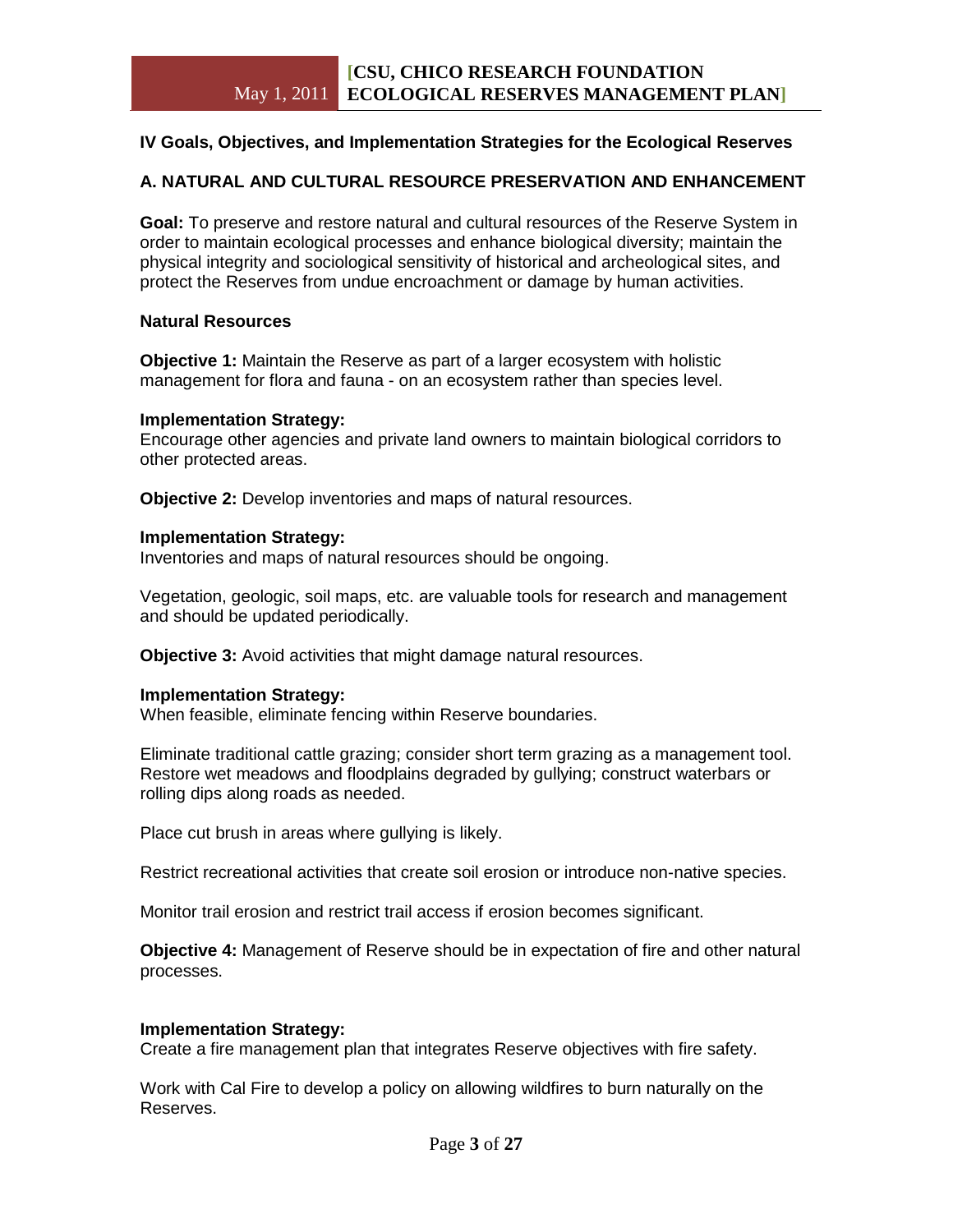## IV Goals, Objectives, and Implementation Strategies for the Ecological Reserves

### A. NATURAL AND CULTURAL RESOURCE PRESERVATION AND ENHANCEMENT

**Goal:** To preserve and restore natural and cultural resources of the Reserve System in order to maintain ecological processes and enhance biological diversity; maintain the physical integrity and sociological sensitivity of historical and archeological sites, and protect the Reserves from undue encroachment or damage by human activities.

#### Natural Resources

**Objective 1:** Maintain the Reserve as part of a larger ecosystem with holistic management for flora and fauna - on an ecosystem rather than species level.

**Implementation Strategy:**
Encourage other agencies and private land owners to maintain biological corridors to other protected areas.

**Objective 2:** Develop inventories and maps of natural resources.

**Implementation Strategy:**
Inventories and maps of natural resources should be ongoing.

Vegetation, geologic, soil maps, etc. are valuable tools for research and management and should be updated periodically.

**Objective 3:** Avoid activities that might damage natural resources.

**Implementation Strategy:**
When feasible, eliminate fencing within Reserve boundaries.

Eliminate traditional cattle grazing; consider short term grazing as a management tool. Restore wet meadows and floodplains degraded by gullying; construct waterbars or rolling dips along roads as needed.

Place cut brush in areas where gullying is likely.

Restrict recreational activities that create soil erosion or introduce non-native species.

Monitor trail erosion and restrict trail access if erosion becomes significant.

**Objective 4:** Management of Reserve should be in expectation of fire and other natural processes.

**Implementation Strategy:**
Create a fire management plan that integrates Reserve objectives with fire safety.

Work with Cal Fire to develop a policy on allowing wildfires to burn naturally on the Reserves.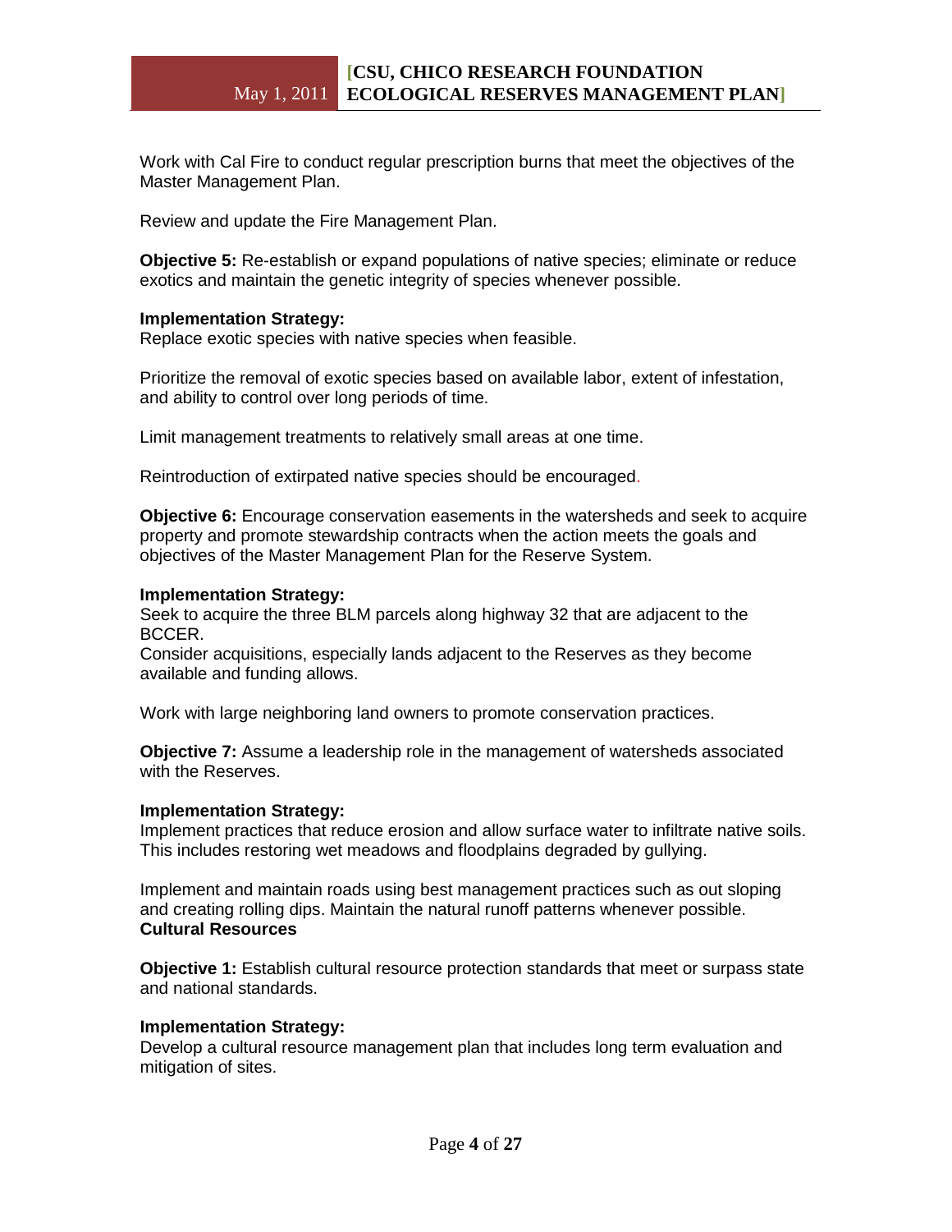Work with Cal Fire to conduct regular prescription burns that meet the objectives of the Master Management Plan.

Review and update the Fire Management Plan.

**Objective 5:** Re-establish or expand populations of native species; eliminate or reduce exotics and maintain the genetic integrity of species whenever possible.

**Implementation Strategy:**
Replace exotic species with native species when feasible.

Prioritize the removal of exotic species based on available labor, extent of infestation, and ability to control over long periods of time.

Limit management treatments to relatively small areas at one time.

Reintroduction of extirpated native species should be encouraged.

**Objective 6:** Encourage conservation easements in the watersheds and seek to acquire property and promote stewardship contracts when the action meets the goals and objectives of the Master Management Plan for the Reserve System.

**Implementation Strategy:**
Seek to acquire the three BLM parcels along highway 32 that are adjacent to the BCCER.
Consider acquisitions, especially lands adjacent to the Reserves as they become available and funding allows.

Work with large neighboring land owners to promote conservation practices.

**Objective 7:** Assume a leadership role in the management of watersheds associated with the Reserves.

**Implementation Strategy:**
Implement practices that reduce erosion and allow surface water to infiltrate native soils. This includes restoring wet meadows and floodplains degraded by gullying.

Implement and maintain roads using best management practices such as out sloping and creating rolling dips. Maintain the natural runoff patterns whenever possible.

**Cultural Resources**

**Objective 1:** Establish cultural resource protection standards that meet or surpass state and national standards.

**Implementation Strategy:**
Develop a cultural resource management plan that includes long term evaluation and mitigation of sites.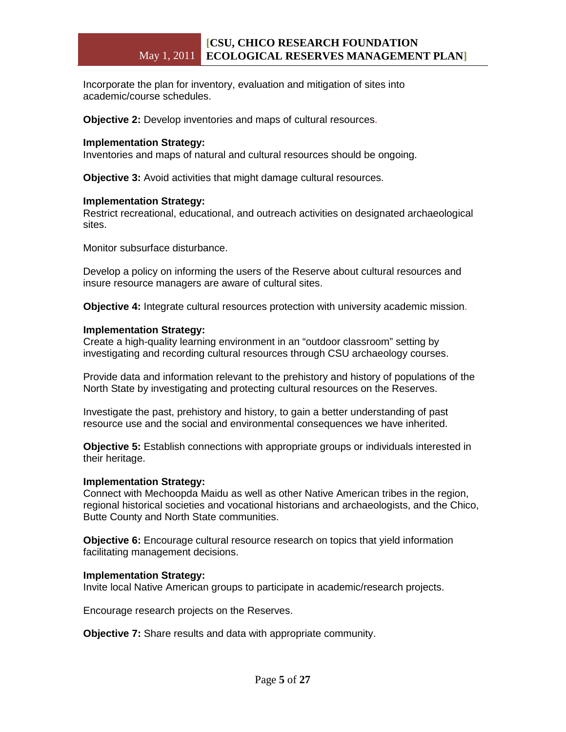Incorporate the plan for inventory, evaluation and mitigation of sites into academic/course schedules.

**Objective 2:** Develop inventories and maps of cultural resources.

**Implementation Strategy:**
Inventories and maps of natural and cultural resources should be ongoing.

**Objective 3:** Avoid activities that might damage cultural resources.

**Implementation Strategy:**
Restrict recreational, educational, and outreach activities on designated archaeological sites.

Monitor subsurface disturbance.

Develop a policy on informing the users of the Reserve about cultural resources and insure resource managers are aware of cultural sites.

**Objective 4:** Integrate cultural resources protection with university academic mission.

**Implementation Strategy:**
Create a high-quality learning environment in an "outdoor classroom" setting by investigating and recording cultural resources through CSU archaeology courses.

Provide data and information relevant to the prehistory and history of populations of the North State by investigating and protecting cultural resources on the Reserves.

Investigate the past, prehistory and history, to gain a better understanding of past resource use and the social and environmental consequences we have inherited.

**Objective 5:** Establish connections with appropriate groups or individuals interested in their heritage.

**Implementation Strategy:**
Connect with Mechoopda Maidu as well as other Native American tribes in the region, regional historical societies and vocational historians and archaeologists, and the Chico, Butte County and North State communities.

**Objective 6:** Encourage cultural resource research on topics that yield information facilitating management decisions.

**Implementation Strategy:**
Invite local Native American groups to participate in academic/research projects.

Encourage research projects on the Reserves.

**Objective 7:** Share results and data with appropriate community.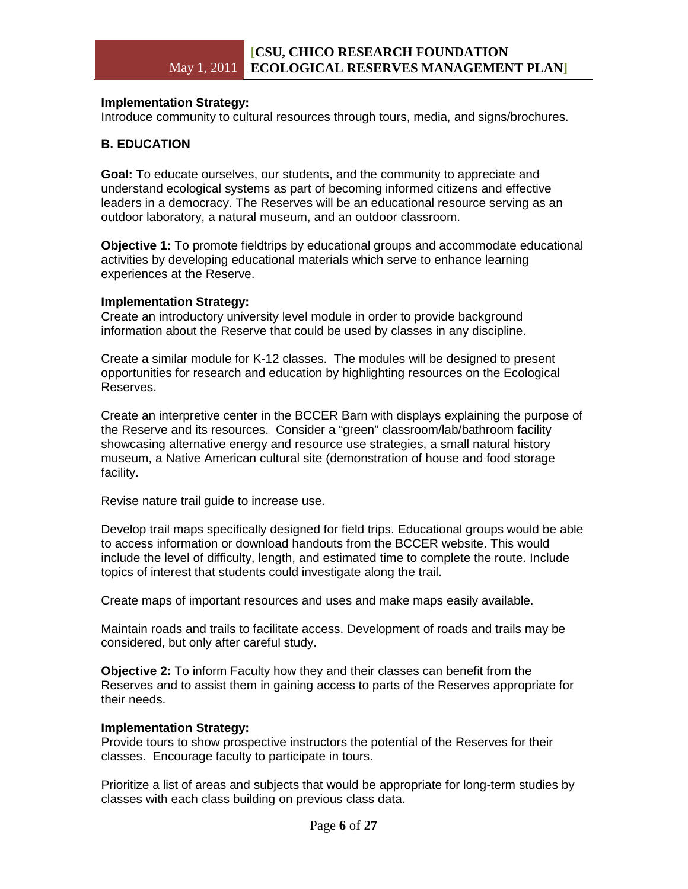**Implementation Strategy:**
Introduce community to cultural resources through tours, media, and signs/brochures.

### B. EDUCATION

**Goal:** To educate ourselves, our students, and the community to appreciate and understand ecological systems as part of becoming informed citizens and effective leaders in a democracy. The Reserves will be an educational resource serving as an outdoor laboratory, a natural museum, and an outdoor classroom.

**Objective 1:** To promote fieldtrips by educational groups and accommodate educational activities by developing educational materials which serve to enhance learning experiences at the Reserve.

**Implementation Strategy:**
Create an introductory university level module in order to provide background information about the Reserve that could be used by classes in any discipline.

Create a similar module for K-12 classes. The modules will be designed to present opportunities for research and education by highlighting resources on the Ecological Reserves.

Create an interpretive center in the BCCER Barn with displays explaining the purpose of the Reserve and its resources. Consider a "green" classroom/lab/bathroom facility showcasing alternative energy and resource use strategies, a small natural history museum, a Native American cultural site (demonstration of house and food storage facility.

Revise nature trail guide to increase use.

Develop trail maps specifically designed for field trips. Educational groups would be able to access information or download handouts from the BCCER website. This would include the level of difficulty, length, and estimated time to complete the route. Include topics of interest that students could investigate along the trail.

Create maps of important resources and uses and make maps easily available.

Maintain roads and trails to facilitate access. Development of roads and trails may be considered, but only after careful study.

**Objective 2:** To inform Faculty how they and their classes can benefit from the Reserves and to assist them in gaining access to parts of the Reserves appropriate for their needs.

**Implementation Strategy:**
Provide tours to show prospective instructors the potential of the Reserves for their classes. Encourage faculty to participate in tours.

Prioritize a list of areas and subjects that would be appropriate for long-term studies by classes with each class building on previous class data.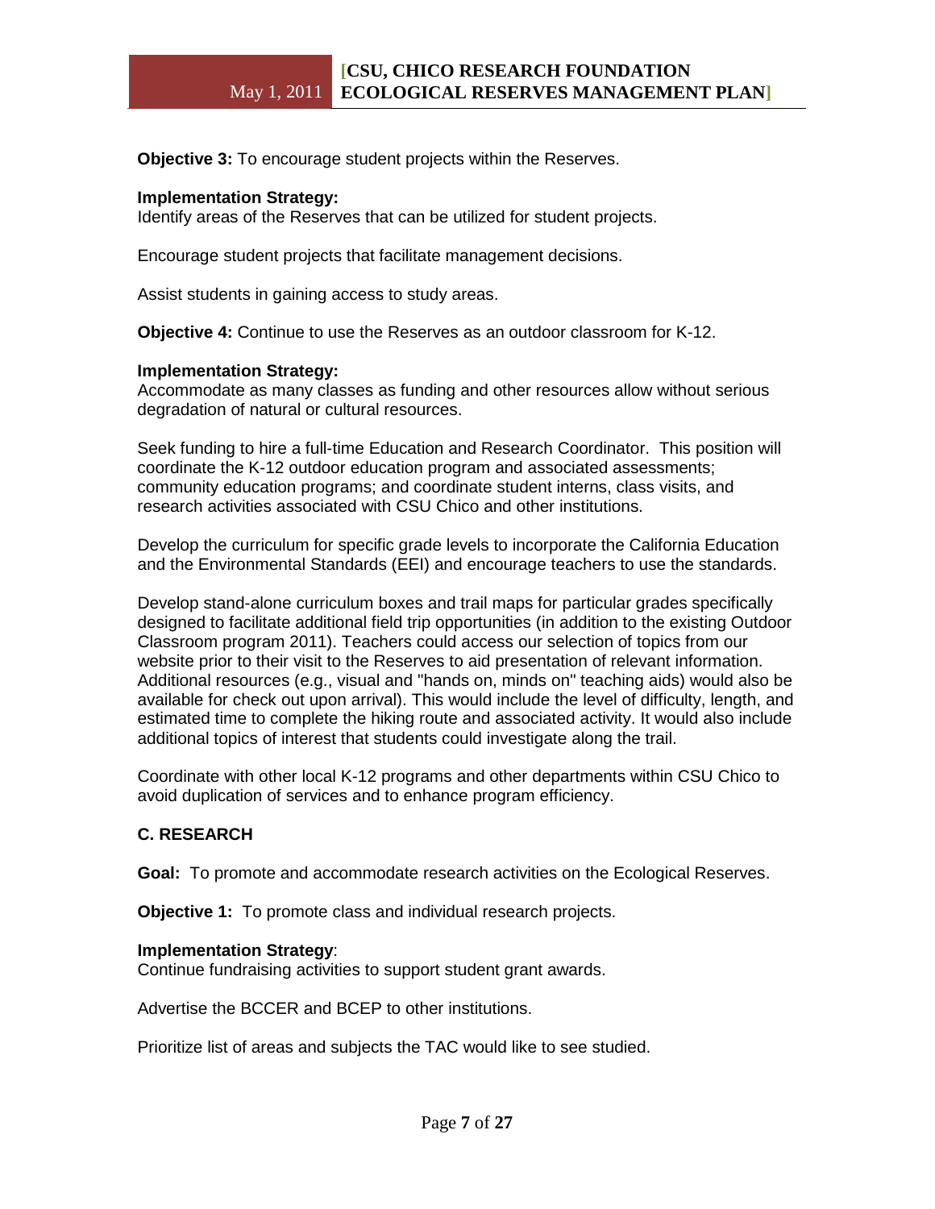**Objective 3:** To encourage student projects within the Reserves.

**Implementation Strategy:**
Identify areas of the Reserves that can be utilized for student projects.

Encourage student projects that facilitate management decisions.

Assist students in gaining access to study areas.

**Objective 4:** Continue to use the Reserves as an outdoor classroom for K-12.

**Implementation Strategy:**
Accommodate as many classes as funding and other resources allow without serious degradation of natural or cultural resources.

Seek funding to hire a full-time Education and Research Coordinator. This position will coordinate the K-12 outdoor education program and associated assessments; community education programs; and coordinate student interns, class visits, and research activities associated with CSU Chico and other institutions.

Develop the curriculum for specific grade levels to incorporate the California Education and the Environmental Standards (EEI) and encourage teachers to use the standards.

Develop stand-alone curriculum boxes and trail maps for particular grades specifically designed to facilitate additional field trip opportunities (in addition to the existing Outdoor Classroom program 2011). Teachers could access our selection of topics from our website prior to their visit to the Reserves to aid presentation of relevant information. Additional resources (e.g., visual and "hands on, minds on" teaching aids) would also be available for check out upon arrival). This would include the level of difficulty, length, and estimated time to complete the hiking route and associated activity. It would also include additional topics of interest that students could investigate along the trail.

Coordinate with other local K-12 programs and other departments within CSU Chico to avoid duplication of services and to enhance program efficiency.

## C. RESEARCH

**Goal:** To promote and accommodate research activities on the Ecological Reserves.

**Objective 1:** To promote class and individual research projects.

**Implementation Strategy**:
Continue fundraising activities to support student grant awards.

Advertise the BCCER and BCEP to other institutions.

Prioritize list of areas and subjects the TAC would like to see studied.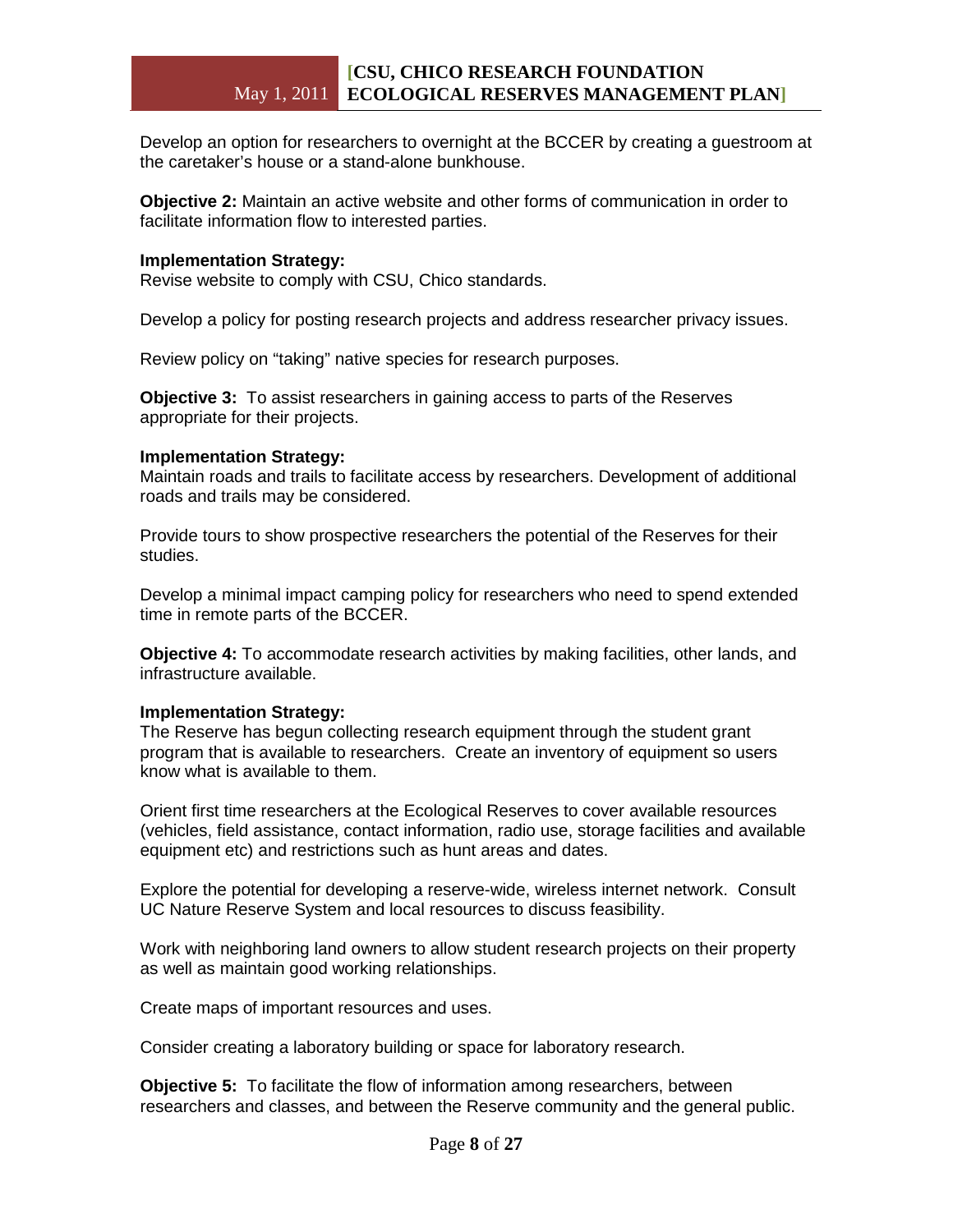Develop an option for researchers to overnight at the BCCER by creating a guestroom at the caretaker's house or a stand-alone bunkhouse.

**Objective 2:** Maintain an active website and other forms of communication in order to facilitate information flow to interested parties.

**Implementation Strategy:**
Revise website to comply with CSU, Chico standards.

Develop a policy for posting research projects and address researcher privacy issues.

Review policy on "taking" native species for research purposes.

**Objective 3:** To assist researchers in gaining access to parts of the Reserves appropriate for their projects.

**Implementation Strategy:**
Maintain roads and trails to facilitate access by researchers. Development of additional roads and trails may be considered.

Provide tours to show prospective researchers the potential of the Reserves for their studies.

Develop a minimal impact camping policy for researchers who need to spend extended time in remote parts of the BCCER.

**Objective 4:** To accommodate research activities by making facilities, other lands, and infrastructure available.

**Implementation Strategy:**
The Reserve has begun collecting research equipment through the student grant program that is available to researchers. Create an inventory of equipment so users know what is available to them.

Orient first time researchers at the Ecological Reserves to cover available resources (vehicles, field assistance, contact information, radio use, storage facilities and available equipment etc) and restrictions such as hunt areas and dates.

Explore the potential for developing a reserve-wide, wireless internet network. Consult UC Nature Reserve System and local resources to discuss feasibility.

Work with neighboring land owners to allow student research projects on their property as well as maintain good working relationships.

Create maps of important resources and uses.

Consider creating a laboratory building or space for laboratory research.

**Objective 5:** To facilitate the flow of information among researchers, between researchers and classes, and between the Reserve community and the general public.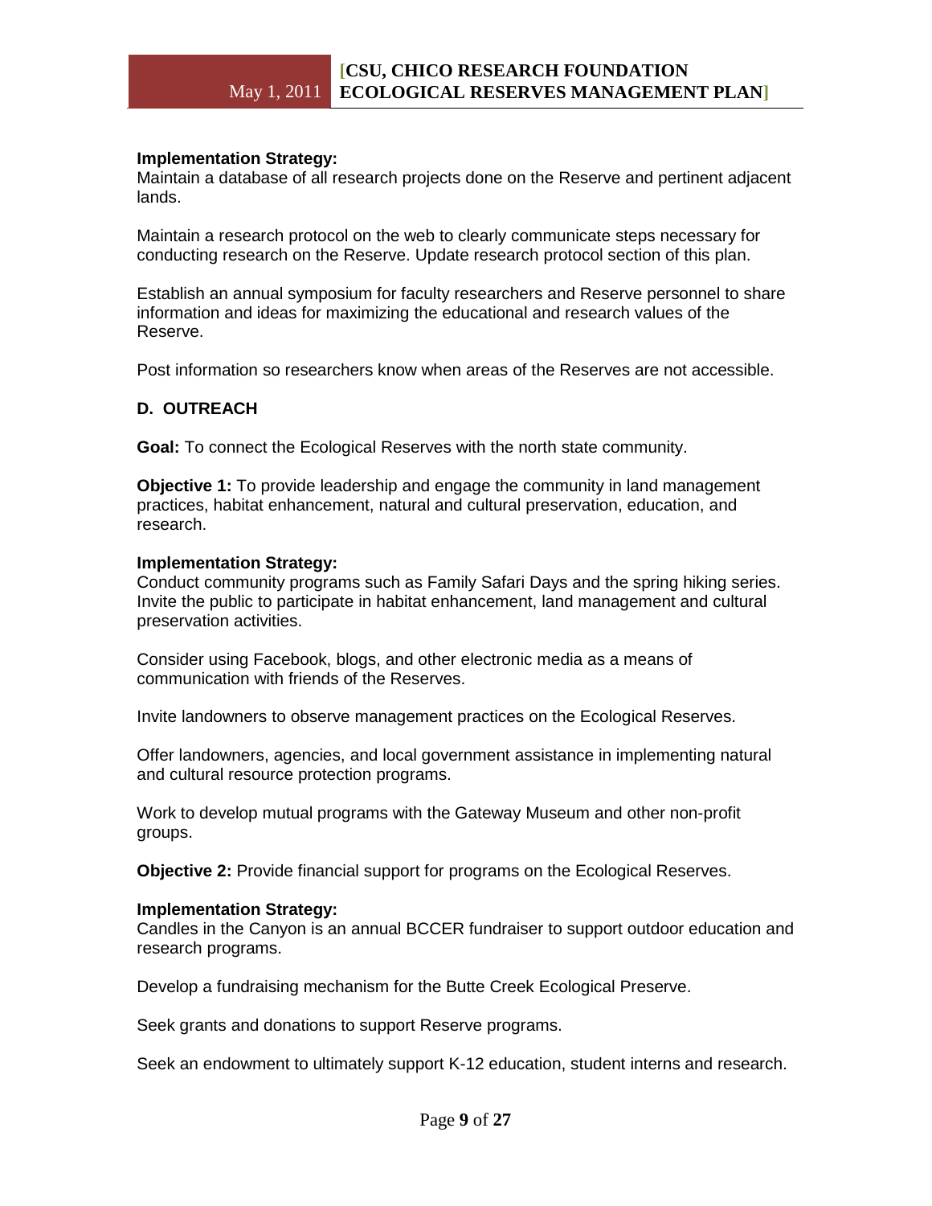**Implementation Strategy:**
Maintain a database of all research projects done on the Reserve and pertinent adjacent lands.

Maintain a research protocol on the web to clearly communicate steps necessary for conducting research on the Reserve. Update research protocol section of this plan.

Establish an annual symposium for faculty researchers and Reserve personnel to share information and ideas for maximizing the educational and research values of the Reserve.

Post information so researchers know when areas of the Reserves are not accessible.

### D. OUTREACH

**Goal:** To connect the Ecological Reserves with the north state community.

**Objective 1:** To provide leadership and engage the community in land management practices, habitat enhancement, natural and cultural preservation, education, and research.

**Implementation Strategy:**
Conduct community programs such as Family Safari Days and the spring hiking series. Invite the public to participate in habitat enhancement, land management and cultural preservation activities.

Consider using Facebook, blogs, and other electronic media as a means of communication with friends of the Reserves.

Invite landowners to observe management practices on the Ecological Reserves.

Offer landowners, agencies, and local government assistance in implementing natural and cultural resource protection programs.

Work to develop mutual programs with the Gateway Museum and other non-profit groups.

**Objective 2:** Provide financial support for programs on the Ecological Reserves.

**Implementation Strategy:**
Candles in the Canyon is an annual BCCER fundraiser to support outdoor education and research programs.

Develop a fundraising mechanism for the Butte Creek Ecological Preserve.

Seek grants and donations to support Reserve programs.

Seek an endowment to ultimately support K-12 education, student interns and research.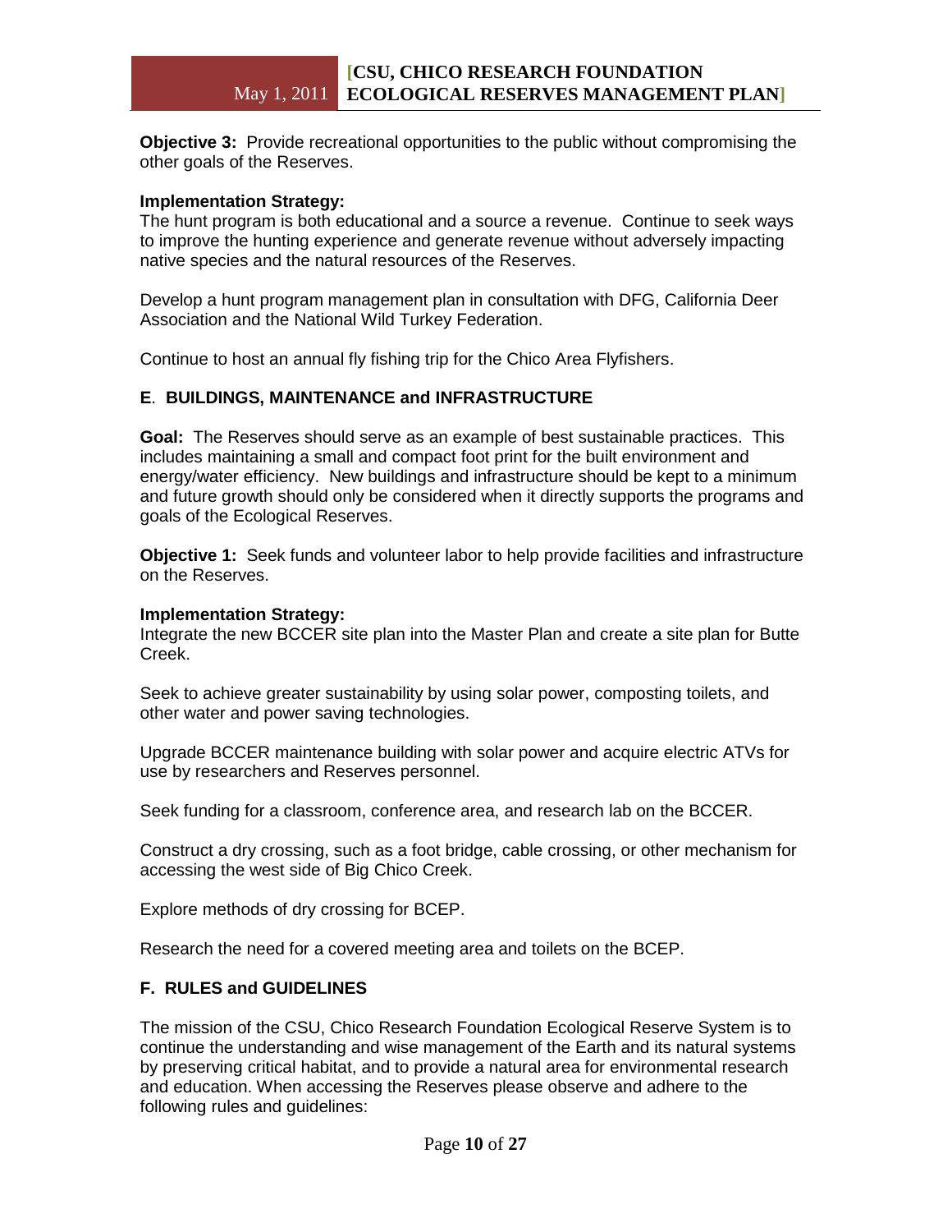**Objective 3:** Provide recreational opportunities to the public without compromising the other goals of the Reserves.

**Implementation Strategy:**
The hunt program is both educational and a source a revenue. Continue to seek ways to improve the hunting experience and generate revenue without adversely impacting native species and the natural resources of the Reserves.

Develop a hunt program management plan in consultation with DFG, California Deer Association and the National Wild Turkey Federation.

Continue to host an annual fly fishing trip for the Chico Area Flyfishers.

### E. BUILDINGS, MAINTENANCE and INFRASTRUCTURE

**Goal:** The Reserves should serve as an example of best sustainable practices. This includes maintaining a small and compact foot print for the built environment and energy/water efficiency. New buildings and infrastructure should be kept to a minimum and future growth should only be considered when it directly supports the programs and goals of the Ecological Reserves.

**Objective 1:** Seek funds and volunteer labor to help provide facilities and infrastructure on the Reserves.

**Implementation Strategy:**
Integrate the new BCCER site plan into the Master Plan and create a site plan for Butte Creek.

Seek to achieve greater sustainability by using solar power, composting toilets, and other water and power saving technologies.

Upgrade BCCER maintenance building with solar power and acquire electric ATVs for use by researchers and Reserves personnel.

Seek funding for a classroom, conference area, and research lab on the BCCER.

Construct a dry crossing, such as a foot bridge, cable crossing, or other mechanism for accessing the west side of Big Chico Creek.

Explore methods of dry crossing for BCEP.

Research the need for a covered meeting area and toilets on the BCEP.

### F. RULES and GUIDELINES

The mission of the CSU, Chico Research Foundation Ecological Reserve System is to continue the understanding and wise management of the Earth and its natural systems by preserving critical habitat, and to provide a natural area for environmental research and education. When accessing the Reserves please observe and adhere to the following rules and guidelines: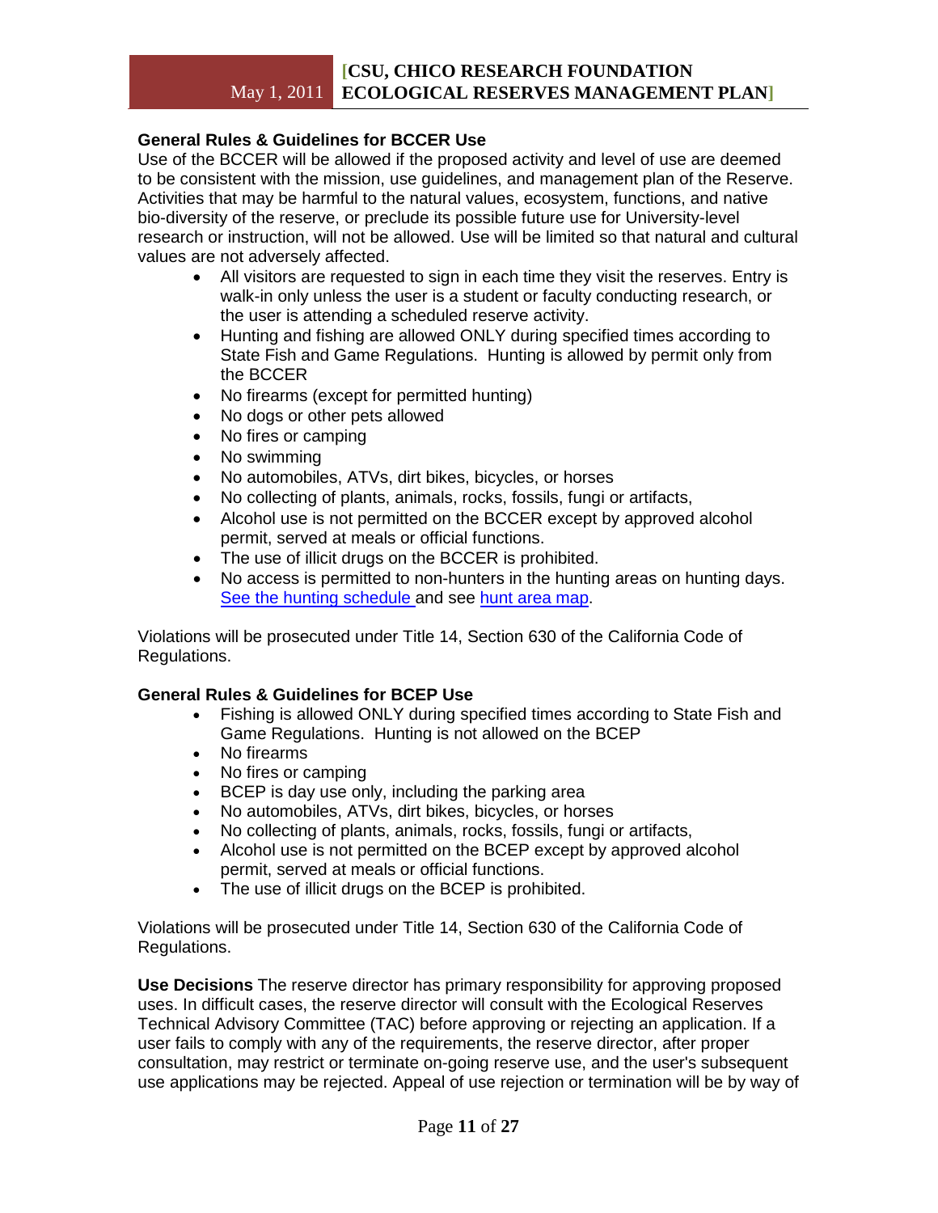**General Rules & Guidelines for BCCER Use**

Use of the BCCER will be allowed if the proposed activity and level of use are deemed to be consistent with the mission, use guidelines, and management plan of the Reserve. Activities that may be harmful to the natural values, ecosystem, functions, and native bio-diversity of the reserve, or preclude its possible future use for University-level research or instruction, will not be allowed. Use will be limited so that natural and cultural values are not adversely affected.

- All visitors are requested to sign in each time they visit the reserves. Entry is walk-in only unless the user is a student or faculty conducting research, or the user is attending a scheduled reserve activity.
- Hunting and fishing are allowed ONLY during specified times according to State Fish and Game Regulations. Hunting is allowed by permit only from the BCCER
- No firearms (except for permitted hunting)
- No dogs or other pets allowed
- No fires or camping
- No swimming
- No automobiles, ATVs, dirt bikes, bicycles, or horses
- No collecting of plants, animals, rocks, fossils, fungi or artifacts,
- Alcohol use is not permitted on the BCCER except by approved alcohol permit, served at meals or official functions.
- The use of illicit drugs on the BCCER is prohibited.
- No access is permitted to non-hunters in the hunting areas on hunting days. See the hunting schedule and see hunt area map.

Violations will be prosecuted under Title 14, Section 630 of the California Code of Regulations.

**General Rules & Guidelines for BCEP Use**

- Fishing is allowed ONLY during specified times according to State Fish and Game Regulations. Hunting is not allowed on the BCEP
- No firearms
- No fires or camping
- BCEP is day use only, including the parking area
- No automobiles, ATVs, dirt bikes, bicycles, or horses
- No collecting of plants, animals, rocks, fossils, fungi or artifacts,
- Alcohol use is not permitted on the BCEP except by approved alcohol permit, served at meals or official functions.
- The use of illicit drugs on the BCEP is prohibited.

Violations will be prosecuted under Title 14, Section 630 of the California Code of Regulations.

**Use Decisions** The reserve director has primary responsibility for approving proposed uses. In difficult cases, the reserve director will consult with the Ecological Reserves Technical Advisory Committee (TAC) before approving or rejecting an application. If a user fails to comply with any of the requirements, the reserve director, after proper consultation, may restrict or terminate on-going reserve use, and the user's subsequent use applications may be rejected. Appeal of use rejection or termination will be by way of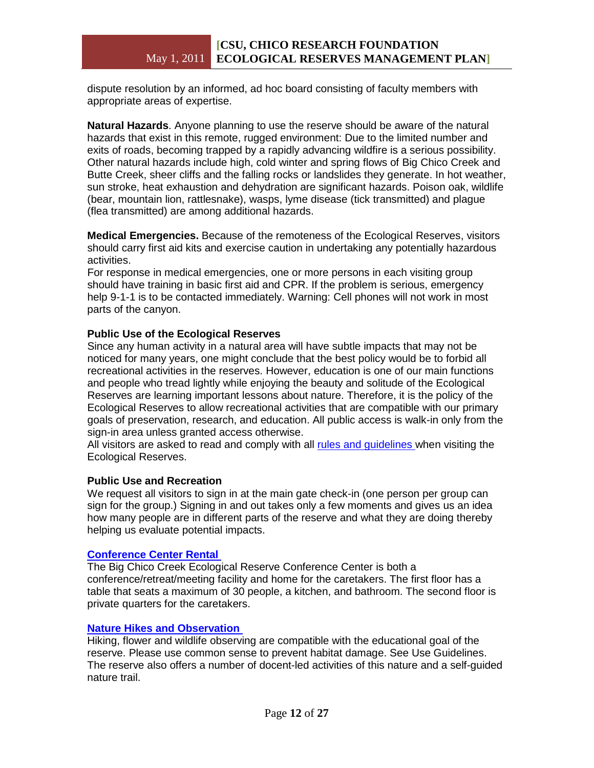dispute resolution by an informed, ad hoc board consisting of faculty members with appropriate areas of expertise.

**Natural Hazards**. Anyone planning to use the reserve should be aware of the natural hazards that exist in this remote, rugged environment: Due to the limited number and exits of roads, becoming trapped by a rapidly advancing wildfire is a serious possibility. Other natural hazards include high, cold winter and spring flows of Big Chico Creek and Butte Creek, sheer cliffs and the falling rocks or landslides they generate. In hot weather, sun stroke, heat exhaustion and dehydration are significant hazards. Poison oak, wildlife (bear, mountain lion, rattlesnake), wasps, lyme disease (tick transmitted) and plague (flea transmitted) are among additional hazards.

**Medical Emergencies.** Because of the remoteness of the Ecological Reserves, visitors should carry first aid kits and exercise caution in undertaking any potentially hazardous activities.

For response in medical emergencies, one or more persons in each visiting group should have training in basic first aid and CPR. If the problem is serious, emergency help 9-1-1 is to be contacted immediately. Warning: Cell phones will not work in most parts of the canyon.

### Public Use of the Ecological Reserves

Since any human activity in a natural area will have subtle impacts that may not be noticed for many years, one might conclude that the best policy would be to forbid all recreational activities in the reserves. However, education is one of our main functions and people who tread lightly while enjoying the beauty and solitude of the Ecological Reserves are learning important lessons about nature. Therefore, it is the policy of the Ecological Reserves to allow recreational activities that are compatible with our primary goals of preservation, research, and education. All public access is walk-in only from the sign-in area unless granted access otherwise.

All visitors are asked to read and comply with all rules and guidelines when visiting the Ecological Reserves.

### Public Use and Recreation

We request all visitors to sign in at the main gate check-in (one person per group can sign for the group.) Signing in and out takes only a few moments and gives us an idea how many people are in different parts of the reserve and what they are doing thereby helping us evaluate potential impacts.

### Conference Center Rental

The Big Chico Creek Ecological Reserve Conference Center is both a conference/retreat/meeting facility and home for the caretakers. The first floor has a table that seats a maximum of 30 people, a kitchen, and bathroom. The second floor is private quarters for the caretakers.

### Nature Hikes and Observation

Hiking, flower and wildlife observing are compatible with the educational goal of the reserve. Please use common sense to prevent habitat damage. See Use Guidelines. The reserve also offers a number of docent-led activities of this nature and a self-guided nature trail.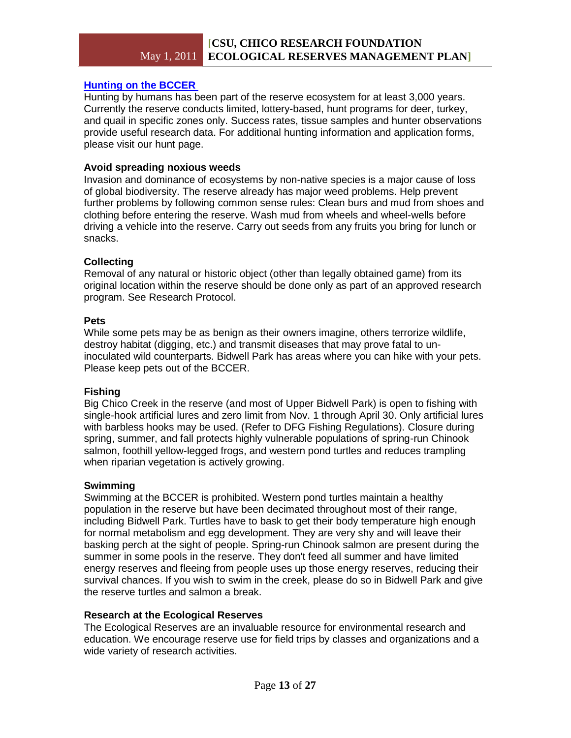### [Hunting on the BCCER](#)

Hunting by humans has been part of the reserve ecosystem for at least 3,000 years. Currently the reserve conducts limited, lottery-based, hunt programs for deer, turkey, and quail in specific zones only. Success rates, tissue samples and hunter observations provide useful research data. For additional hunting information and application forms, please visit our hunt page.

### Avoid spreading noxious weeds

Invasion and dominance of ecosystems by non-native species is a major cause of loss of global biodiversity. The reserve already has major weed problems. Help prevent further problems by following common sense rules: Clean burs and mud from shoes and clothing before entering the reserve. Wash mud from wheels and wheel-wells before driving a vehicle into the reserve. Carry out seeds from any fruits you bring for lunch or snacks.

### Collecting

Removal of any natural or historic object (other than legally obtained game) from its original location within the reserve should be done only as part of an approved research program. See Research Protocol.

### Pets

While some pets may be as benign as their owners imagine, others terrorize wildlife, destroy habitat (digging, etc.) and transmit diseases that may prove fatal to un-inoculated wild counterparts. Bidwell Park has areas where you can hike with your pets. Please keep pets out of the BCCER.

### Fishing

Big Chico Creek in the reserve (and most of Upper Bidwell Park) is open to fishing with single-hook artificial lures and zero limit from Nov. 1 through April 30. Only artificial lures with barbless hooks may be used. (Refer to DFG Fishing Regulations). Closure during spring, summer, and fall protects highly vulnerable populations of spring-run Chinook salmon, foothill yellow-legged frogs, and western pond turtles and reduces trampling when riparian vegetation is actively growing.

### Swimming

Swimming at the BCCER is prohibited. Western pond turtles maintain a healthy population in the reserve but have been decimated throughout most of their range, including Bidwell Park. Turtles have to bask to get their body temperature high enough for normal metabolism and egg development. They are very shy and will leave their basking perch at the sight of people. Spring-run Chinook salmon are present during the summer in some pools in the reserve. They don't feed all summer and have limited energy reserves and fleeing from people uses up those energy reserves, reducing their survival chances. If you wish to swim in the creek, please do so in Bidwell Park and give the reserve turtles and salmon a break.

### Research at the Ecological Reserves

The Ecological Reserves are an invaluable resource for environmental research and education. We encourage reserve use for field trips by classes and organizations and a wide variety of research activities.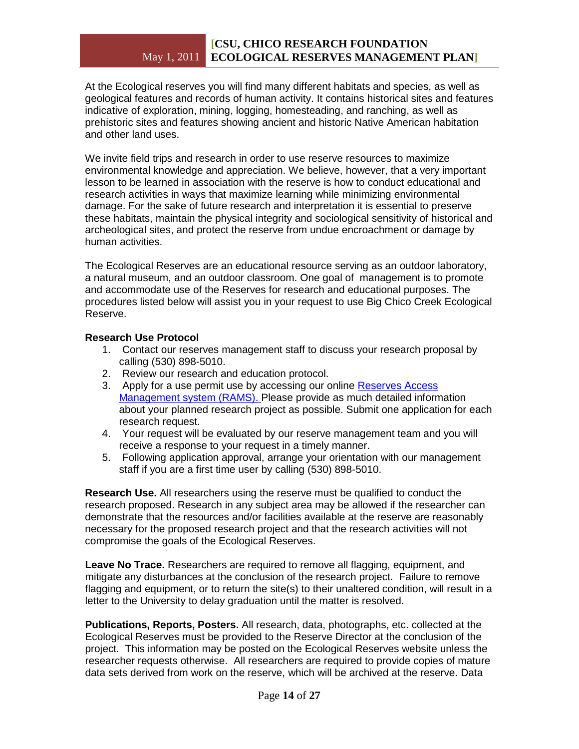At the Ecological reserves you will find many different habitats and species, as well as geological features and records of human activity. It contains historical sites and features indicative of exploration, mining, logging, homesteading, and ranching, as well as prehistoric sites and features showing ancient and historic Native American habitation and other land uses.

We invite field trips and research in order to use reserve resources to maximize environmental knowledge and appreciation. We believe, however, that a very important lesson to be learned in association with the reserve is how to conduct educational and research activities in ways that maximize learning while minimizing environmental damage. For the sake of future research and interpretation it is essential to preserve these habitats, maintain the physical integrity and sociological sensitivity of historical and archeological sites, and protect the reserve from undue encroachment or damage by human activities.

The Ecological Reserves are an educational resource serving as an outdoor laboratory, a natural museum, and an outdoor classroom. One goal of management is to promote and accommodate use of the Reserves for research and educational purposes. The procedures listed below will assist you in your request to use Big Chico Creek Ecological Reserve.

**Research Use Protocol**

1. Contact our reserves management staff to discuss your research proposal by calling (530) 898-5010.
2. Review our research and education protocol.
3. Apply for a use permit use by accessing our online Reserves Access Management system (RAMS). Please provide as much detailed information about your planned research project as possible. Submit one application for each research request.
4. Your request will be evaluated by our reserve management team and you will receive a response to your request in a timely manner.
5. Following application approval, arrange your orientation with our management staff if you are a first time user by calling (530) 898-5010.

**Research Use.** All researchers using the reserve must be qualified to conduct the research proposed. Research in any subject area may be allowed if the researcher can demonstrate that the resources and/or facilities available at the reserve are reasonably necessary for the proposed research project and that the research activities will not compromise the goals of the Ecological Reserves.

**Leave No Trace.** Researchers are required to remove all flagging, equipment, and mitigate any disturbances at the conclusion of the research project. Failure to remove flagging and equipment, or to return the site(s) to their unaltered condition, will result in a letter to the University to delay graduation until the matter is resolved.

**Publications, Reports, Posters.** All research, data, photographs, etc. collected at the Ecological Reserves must be provided to the Reserve Director at the conclusion of the project. This information may be posted on the Ecological Reserves website unless the researcher requests otherwise. All researchers are required to provide copies of mature data sets derived from work on the reserve, which will be archived at the reserve. Data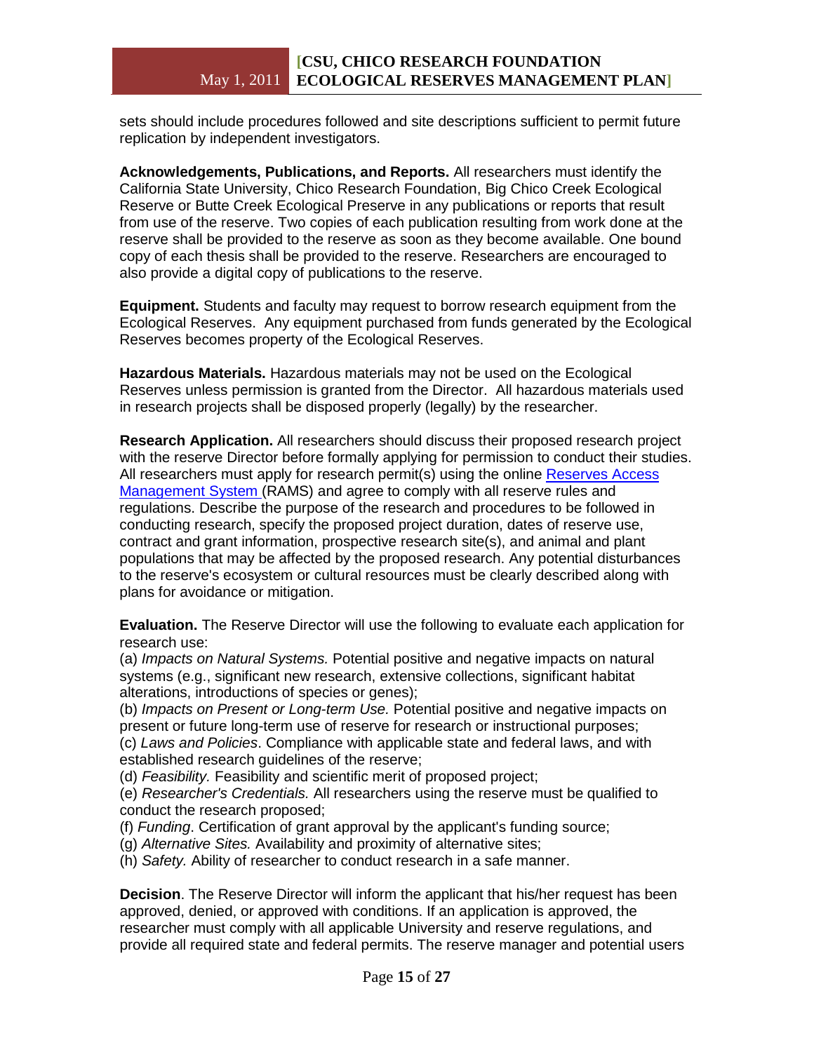sets should include procedures followed and site descriptions sufficient to permit future replication by independent investigators.

**Acknowledgements, Publications, and Reports.** All researchers must identify the California State University, Chico Research Foundation, Big Chico Creek Ecological Reserve or Butte Creek Ecological Preserve in any publications or reports that result from use of the reserve. Two copies of each publication resulting from work done at the reserve shall be provided to the reserve as soon as they become available. One bound copy of each thesis shall be provided to the reserve. Researchers are encouraged to also provide a digital copy of publications to the reserve.

**Equipment.** Students and faculty may request to borrow research equipment from the Ecological Reserves. Any equipment purchased from funds generated by the Ecological Reserves becomes property of the Ecological Reserves.

**Hazardous Materials.** Hazardous materials may not be used on the Ecological Reserves unless permission is granted from the Director. All hazardous materials used in research projects shall be disposed properly (legally) by the researcher.

**Research Application.** All researchers should discuss their proposed research project with the reserve Director before formally applying for permission to conduct their studies. All researchers must apply for research permit(s) using the online Reserves Access Management System (RAMS) and agree to comply with all reserve rules and regulations. Describe the purpose of the research and procedures to be followed in conducting research, specify the proposed project duration, dates of reserve use, contract and grant information, prospective research site(s), and animal and plant populations that may be affected by the proposed research. Any potential disturbances to the reserve's ecosystem or cultural resources must be clearly described along with plans for avoidance or mitigation.

**Evaluation.** The Reserve Director will use the following to evaluate each application for research use:
(a) *Impacts on Natural Systems.* Potential positive and negative impacts on natural systems (e.g., significant new research, extensive collections, significant habitat alterations, introductions of species or genes);
(b) *Impacts on Present or Long-term Use.* Potential positive and negative impacts on present or future long-term use of reserve for research or instructional purposes;
(c) *Laws and Policies*. Compliance with applicable state and federal laws, and with established research guidelines of the reserve;
(d) *Feasibility.* Feasibility and scientific merit of proposed project;
(e) *Researcher's Credentials.* All researchers using the reserve must be qualified to conduct the research proposed;
(f) *Funding*. Certification of grant approval by the applicant's funding source;
(g) *Alternative Sites.* Availability and proximity of alternative sites;
(h) *Safety.* Ability of researcher to conduct research in a safe manner.

**Decision**. The Reserve Director will inform the applicant that his/her request has been approved, denied, or approved with conditions. If an application is approved, the researcher must comply with all applicable University and reserve regulations, and provide all required state and federal permits. The reserve manager and potential users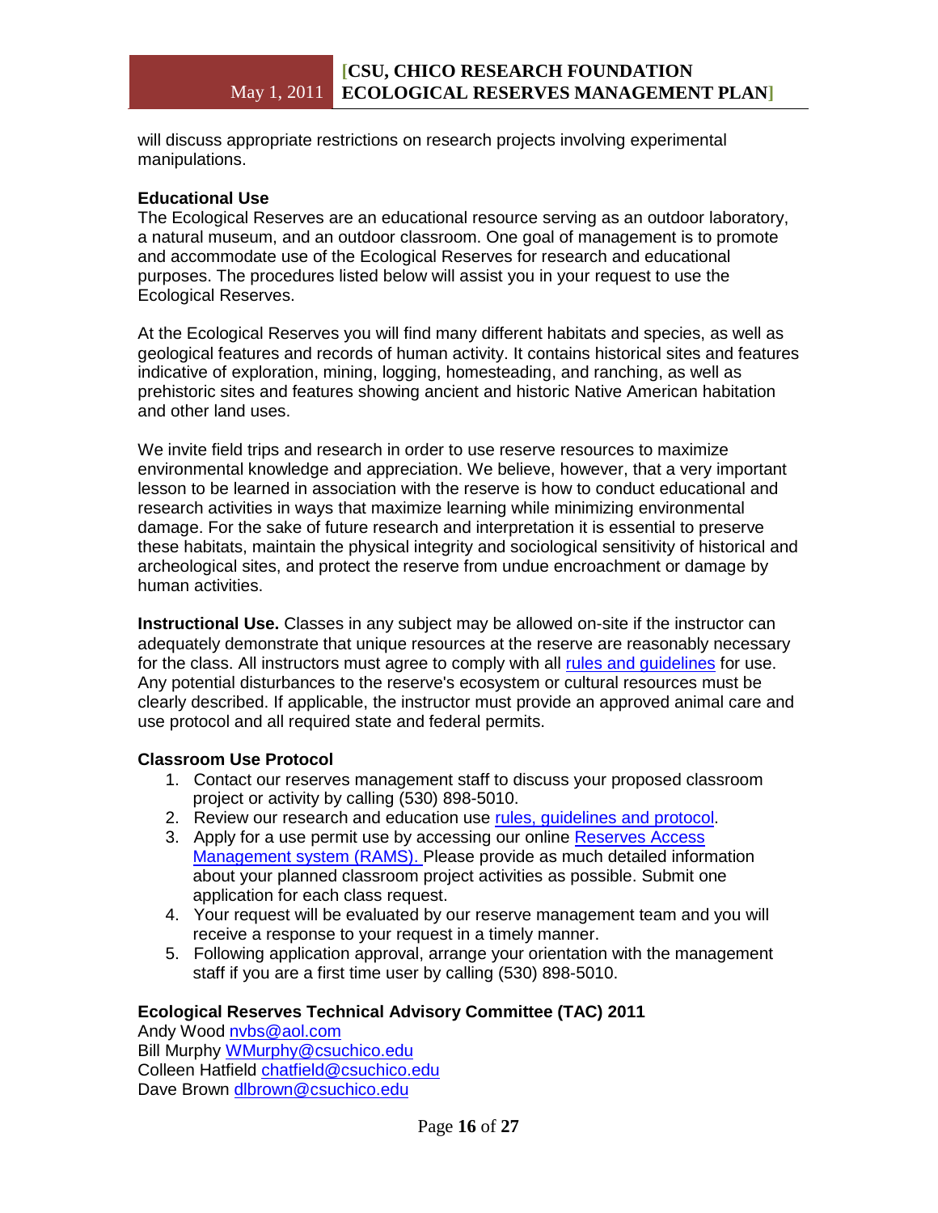will discuss appropriate restrictions on research projects involving experimental manipulations.

**Educational Use**

The Ecological Reserves are an educational resource serving as an outdoor laboratory, a natural museum, and an outdoor classroom. One goal of management is to promote and accommodate use of the Ecological Reserves for research and educational purposes. The procedures listed below will assist you in your request to use the Ecological Reserves.

At the Ecological Reserves you will find many different habitats and species, as well as geological features and records of human activity. It contains historical sites and features indicative of exploration, mining, logging, homesteading, and ranching, as well as prehistoric sites and features showing ancient and historic Native American habitation and other land uses.

We invite field trips and research in order to use reserve resources to maximize environmental knowledge and appreciation. We believe, however, that a very important lesson to be learned in association with the reserve is how to conduct educational and research activities in ways that maximize learning while minimizing environmental damage. For the sake of future research and interpretation it is essential to preserve these habitats, maintain the physical integrity and sociological sensitivity of historical and archeological sites, and protect the reserve from undue encroachment or damage by human activities.

**Instructional Use.** Classes in any subject may be allowed on-site if the instructor can adequately demonstrate that unique resources at the reserve are reasonably necessary for the class. All instructors must agree to comply with all rules and guidelines for use. Any potential disturbances to the reserve's ecosystem or cultural resources must be clearly described. If applicable, the instructor must provide an approved animal care and use protocol and all required state and federal permits.

**Classroom Use Protocol**

1. Contact our reserves management staff to discuss your proposed classroom project or activity by calling (530) 898-5010.
2. Review our research and education use rules, guidelines and protocol.
3. Apply for a use permit use by accessing our online Reserves Access Management system (RAMS). Please provide as much detailed information about your planned classroom project activities as possible. Submit one application for each class request.
4. Your request will be evaluated by our reserve management team and you will receive a response to your request in a timely manner.
5. Following application approval, arrange your orientation with the management staff if you are a first time user by calling (530) 898-5010.

**Ecological Reserves Technical Advisory Committee (TAC) 2011**

Andy Wood nvbs@aol.com
Bill Murphy WMurphy@csuchico.edu
Colleen Hatfield chatfield@csuchico.edu
Dave Brown dlbrown@csuchico.edu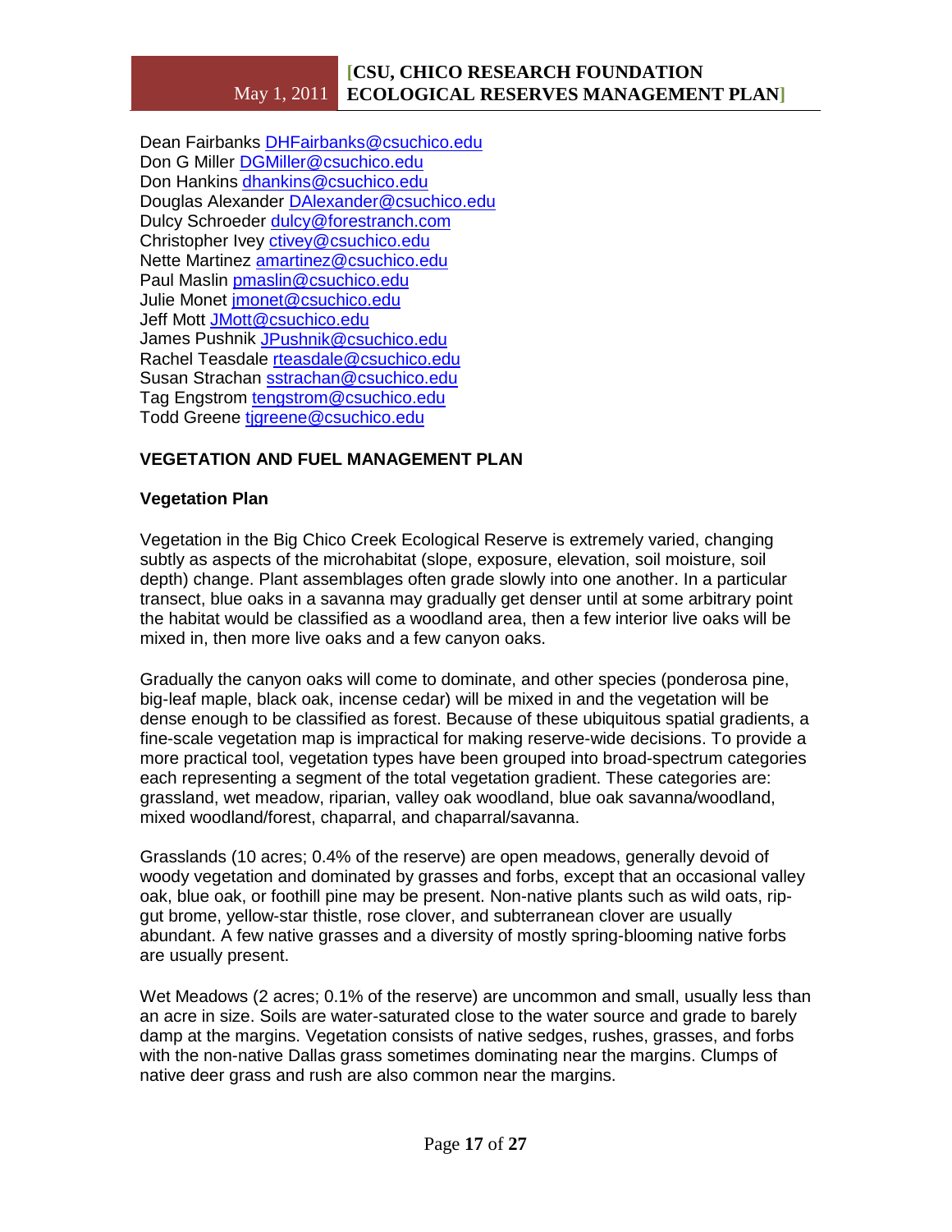Dean Fairbanks DHFairbanks@csuchico.edu
Don G Miller DGMiller@csuchico.edu
Don Hankins dhankins@csuchico.edu
Douglas Alexander DAlexander@csuchico.edu
Dulcy Schroeder dulcy@forestranch.com
Christopher Ivey ctivey@csuchico.edu
Nette Martinez amartinez@csuchico.edu
Paul Maslin pmaslin@csuchico.edu
Julie Monet jmonet@csuchico.edu
Jeff Mott JMott@csuchico.edu
James Pushnik JPushnik@csuchico.edu
Rachel Teasdale rteasdale@csuchico.edu
Susan Strachan sstrachan@csuchico.edu
Tag Engstrom tengstrom@csuchico.edu
Todd Greene tjgreene@csuchico.edu

## VEGETATION AND FUEL MANAGEMENT PLAN

### Vegetation Plan

Vegetation in the Big Chico Creek Ecological Reserve is extremely varied, changing subtly as aspects of the microhabitat (slope, exposure, elevation, soil moisture, soil depth) change. Plant assemblages often grade slowly into one another. In a particular transect, blue oaks in a savanna may gradually get denser until at some arbitrary point the habitat would be classified as a woodland area, then a few interior live oaks will be mixed in, then more live oaks and a few canyon oaks.

Gradually the canyon oaks will come to dominate, and other species (ponderosa pine, big-leaf maple, black oak, incense cedar) will be mixed in and the vegetation will be dense enough to be classified as forest. Because of these ubiquitous spatial gradients, a fine-scale vegetation map is impractical for making reserve-wide decisions. To provide a more practical tool, vegetation types have been grouped into broad-spectrum categories each representing a segment of the total vegetation gradient. These categories are: grassland, wet meadow, riparian, valley oak woodland, blue oak savanna/woodland, mixed woodland/forest, chaparral, and chaparral/savanna.

Grasslands (10 acres; 0.4% of the reserve) are open meadows, generally devoid of woody vegetation and dominated by grasses and forbs, except that an occasional valley oak, blue oak, or foothill pine may be present. Non-native plants such as wild oats, rip-gut brome, yellow-star thistle, rose clover, and subterranean clover are usually abundant. A few native grasses and a diversity of mostly spring-blooming native forbs are usually present.

Wet Meadows (2 acres; 0.1% of the reserve) are uncommon and small, usually less than an acre in size. Soils are water-saturated close to the water source and grade to barely damp at the margins. Vegetation consists of native sedges, rushes, grasses, and forbs with the non-native Dallas grass sometimes dominating near the margins. Clumps of native deer grass and rush are also common near the margins.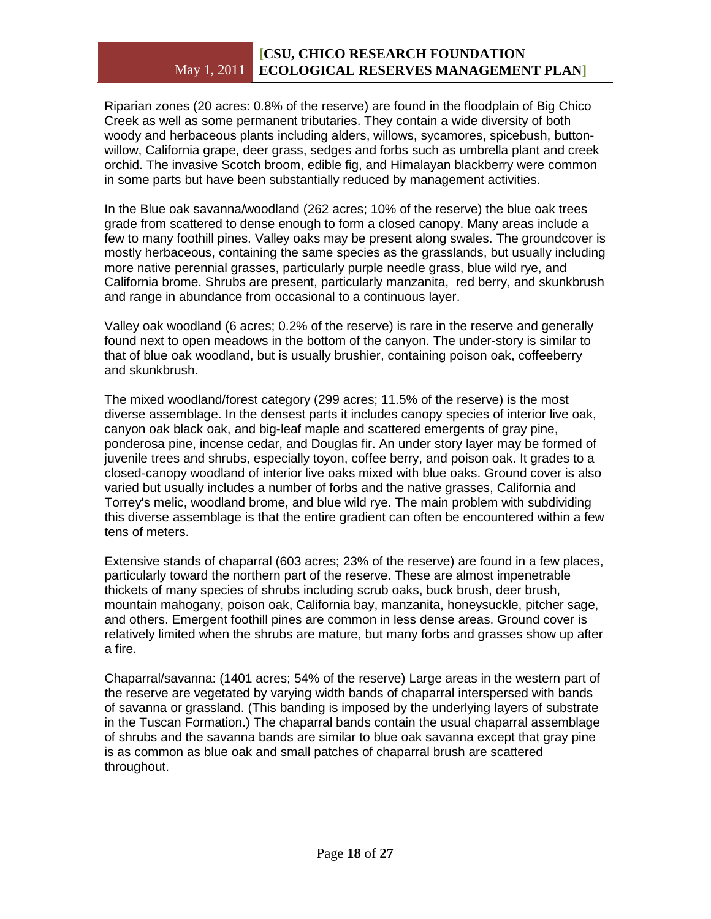Riparian zones (20 acres: 0.8% of the reserve) are found in the floodplain of Big Chico Creek as well as some permanent tributaries. They contain a wide diversity of both woody and herbaceous plants including alders, willows, sycamores, spicebush, button-willow, California grape, deer grass, sedges and forbs such as umbrella plant and creek orchid. The invasive Scotch broom, edible fig, and Himalayan blackberry were common in some parts but have been substantially reduced by management activities.

In the Blue oak savanna/woodland (262 acres; 10% of the reserve) the blue oak trees grade from scattered to dense enough to form a closed canopy. Many areas include a few to many foothill pines. Valley oaks may be present along swales. The groundcover is mostly herbaceous, containing the same species as the grasslands, but usually including more native perennial grasses, particularly purple needle grass, blue wild rye, and California brome. Shrubs are present, particularly manzanita, red berry, and skunkbrush and range in abundance from occasional to a continuous layer.

Valley oak woodland (6 acres; 0.2% of the reserve) is rare in the reserve and generally found next to open meadows in the bottom of the canyon. The under-story is similar to that of blue oak woodland, but is usually brushier, containing poison oak, coffeeberry and skunkbrush.

The mixed woodland/forest category (299 acres; 11.5% of the reserve) is the most diverse assemblage. In the densest parts it includes canopy species of interior live oak, canyon oak black oak, and big-leaf maple and scattered emergents of gray pine, ponderosa pine, incense cedar, and Douglas fir. An under story layer may be formed of juvenile trees and shrubs, especially toyon, coffee berry, and poison oak. It grades to a closed-canopy woodland of interior live oaks mixed with blue oaks. Ground cover is also varied but usually includes a number of forbs and the native grasses, California and Torrey's melic, woodland brome, and blue wild rye. The main problem with subdividing this diverse assemblage is that the entire gradient can often be encountered within a few tens of meters.

Extensive stands of chaparral (603 acres; 23% of the reserve) are found in a few places, particularly toward the northern part of the reserve. These are almost impenetrable thickets of many species of shrubs including scrub oaks, buck brush, deer brush, mountain mahogany, poison oak, California bay, manzanita, honeysuckle, pitcher sage, and others. Emergent foothill pines are common in less dense areas. Ground cover is relatively limited when the shrubs are mature, but many forbs and grasses show up after a fire.

Chaparral/savanna: (1401 acres; 54% of the reserve) Large areas in the western part of the reserve are vegetated by varying width bands of chaparral interspersed with bands of savanna or grassland. (This banding is imposed by the underlying layers of substrate in the Tuscan Formation.) The chaparral bands contain the usual chaparral assemblage of shrubs and the savanna bands are similar to blue oak savanna except that gray pine is as common as blue oak and small patches of chaparral brush are scattered throughout.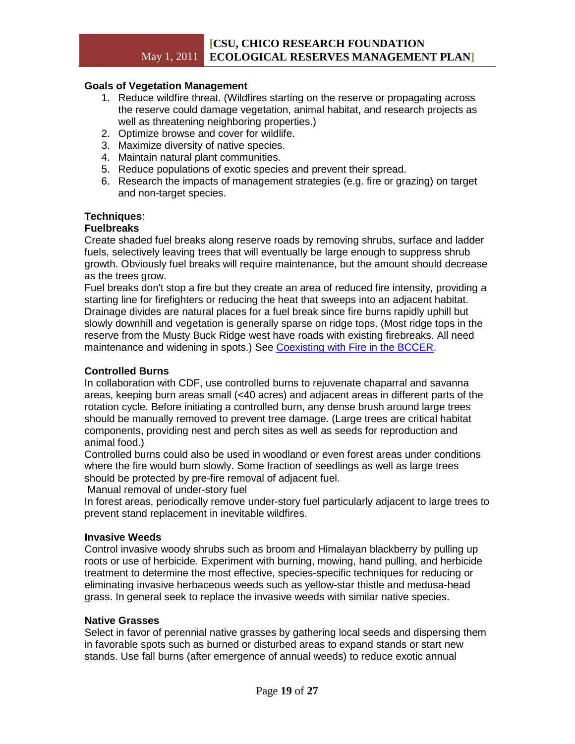**Goals of Vegetation Management**

1. Reduce wildfire threat. (Wildfires starting on the reserve or propagating across the reserve could damage vegetation, animal habitat, and research projects as well as threatening neighboring properties.)
2. Optimize browse and cover for wildlife.
3. Maximize diversity of native species.
4. Maintain natural plant communities.
5. Reduce populations of exotic species and prevent their spread.
6. Research the impacts of management strategies (e.g. fire or grazing) on target and non-target species.

**Techniques**:

**Fuelbreaks**

Create shaded fuel breaks along reserve roads by removing shrubs, surface and ladder fuels, selectively leaving trees that will eventually be large enough to suppress shrub growth. Obviously fuel breaks will require maintenance, but the amount should decrease as the trees grow.

Fuel breaks don't stop a fire but they create an area of reduced fire intensity, providing a starting line for firefighters or reducing the heat that sweeps into an adjacent habitat. Drainage divides are natural places for a fuel break since fire burns rapidly uphill but slowly downhill and vegetation is generally sparse on ridge tops. (Most ridge tops in the reserve from the Musty Buck Ridge west have roads with existing firebreaks. All need maintenance and widening in spots.) See [Coexisting with Fire in the BCCER](Coexisting with Fire in the BCCER).

**Controlled Burns**

In collaboration with CDF, use controlled burns to rejuvenate chaparral and savanna areas, keeping burn areas small (<40 acres) and adjacent areas in different parts of the rotation cycle. Before initiating a controlled burn, any dense brush around large trees should be manually removed to prevent tree damage. (Large trees are critical habitat components, providing nest and perch sites as well as seeds for reproduction and animal food.)

Controlled burns could also be used in woodland or even forest areas under conditions where the fire would burn slowly. Some fraction of seedlings as well as large trees should be protected by pre-fire removal of adjacent fuel.

Manual removal of under-story fuel

In forest areas, periodically remove under-story fuel particularly adjacent to large trees to prevent stand replacement in inevitable wildfires.

**Invasive Weeds**

Control invasive woody shrubs such as broom and Himalayan blackberry by pulling up roots or use of herbicide. Experiment with burning, mowing, hand pulling, and herbicide treatment to determine the most effective, species-specific techniques for reducing or eliminating invasive herbaceous weeds such as yellow-star thistle and medusa-head grass. In general seek to replace the invasive weeds with similar native species.

**Native Grasses**

Select in favor of perennial native grasses by gathering local seeds and dispersing them in favorable spots such as burned or disturbed areas to expand stands or start new stands. Use fall burns (after emergence of annual weeds) to reduce exotic annual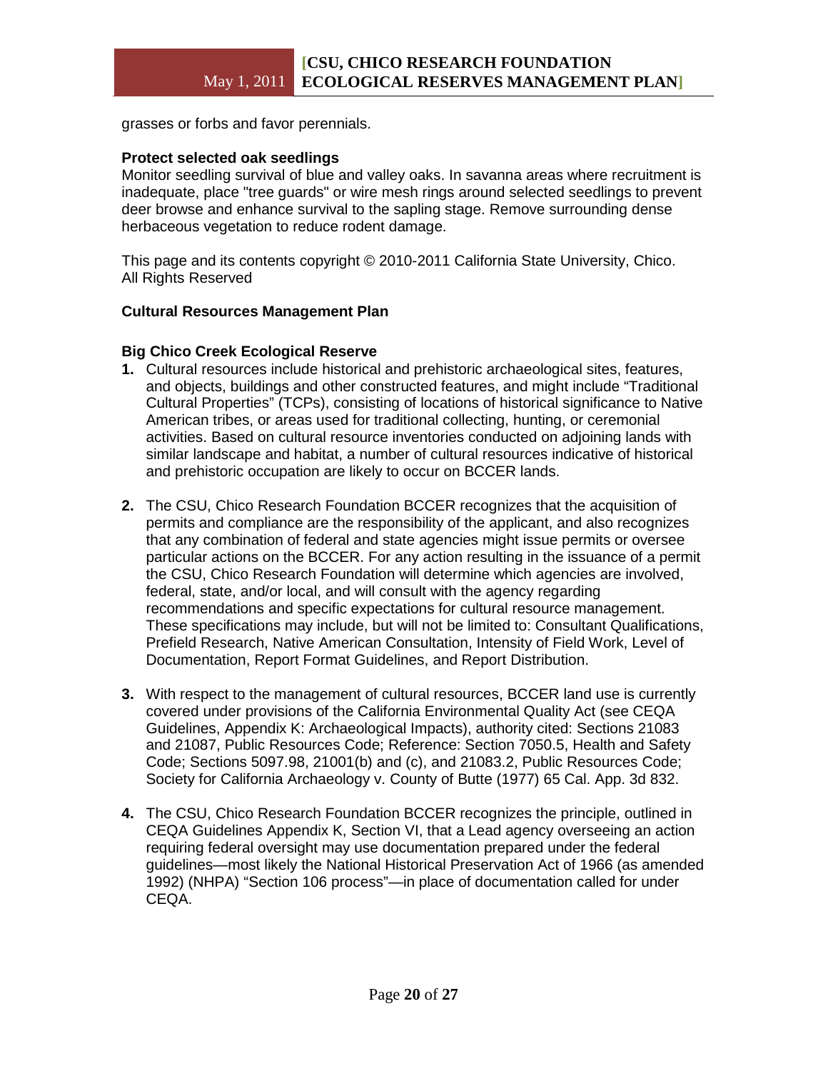grasses or forbs and favor perennials.

**Protect selected oak seedlings**
Monitor seedling survival of blue and valley oaks. In savanna areas where recruitment is inadequate, place "tree guards" or wire mesh rings around selected seedlings to prevent deer browse and enhance survival to the sapling stage. Remove surrounding dense herbaceous vegetation to reduce rodent damage.

This page and its contents copyright © 2010-2011 California State University, Chico. All Rights Reserved

**Cultural Resources Management Plan**

**Big Chico Creek Ecological Reserve**

1. Cultural resources include historical and prehistoric archaeological sites, features, and objects, buildings and other constructed features, and might include "Traditional Cultural Properties" (TCPs), consisting of locations of historical significance to Native American tribes, or areas used for traditional collecting, hunting, or ceremonial activities. Based on cultural resource inventories conducted on adjoining lands with similar landscape and habitat, a number of cultural resources indicative of historical and prehistoric occupation are likely to occur on BCCER lands.

2. The CSU, Chico Research Foundation BCCER recognizes that the acquisition of permits and compliance are the responsibility of the applicant, and also recognizes that any combination of federal and state agencies might issue permits or oversee particular actions on the BCCER. For any action resulting in the issuance of a permit the CSU, Chico Research Foundation will determine which agencies are involved, federal, state, and/or local, and will consult with the agency regarding recommendations and specific expectations for cultural resource management. These specifications may include, but will not be limited to: Consultant Qualifications, Prefield Research, Native American Consultation, Intensity of Field Work, Level of Documentation, Report Format Guidelines, and Report Distribution.

3. With respect to the management of cultural resources, BCCER land use is currently covered under provisions of the California Environmental Quality Act (see CEQA Guidelines, Appendix K: Archaeological Impacts), authority cited: Sections 21083 and 21087, Public Resources Code; Reference: Section 7050.5, Health and Safety Code; Sections 5097.98, 21001(b) and (c), and 21083.2, Public Resources Code; Society for California Archaeology v. County of Butte (1977) 65 Cal. App. 3d 832.

4. The CSU, Chico Research Foundation BCCER recognizes the principle, outlined in CEQA Guidelines Appendix K, Section VI, that a Lead agency overseeing an action requiring federal oversight may use documentation prepared under the federal guidelines—most likely the National Historical Preservation Act of 1966 (as amended 1992) (NHPA) "Section 106 process"—in place of documentation called for under CEQA.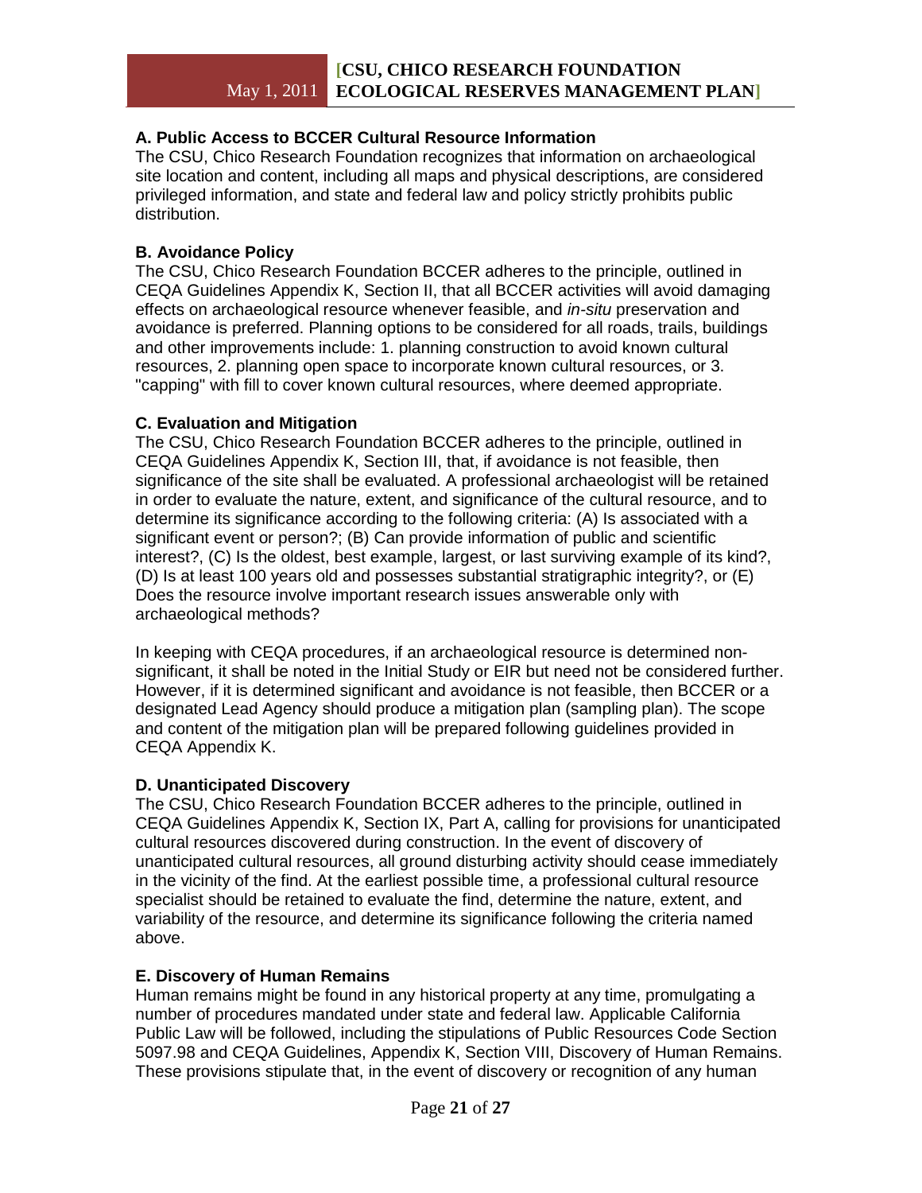### A. Public Access to BCCER Cultural Resource Information

The CSU, Chico Research Foundation recognizes that information on archaeological site location and content, including all maps and physical descriptions, are considered privileged information, and state and federal law and policy strictly prohibits public distribution.

### B. Avoidance Policy

The CSU, Chico Research Foundation BCCER adheres to the principle, outlined in CEQA Guidelines Appendix K, Section II, that all BCCER activities will avoid damaging effects on archaeological resource whenever feasible, and *in-situ* preservation and avoidance is preferred. Planning options to be considered for all roads, trails, buildings and other improvements include: 1. planning construction to avoid known cultural resources, 2. planning open space to incorporate known cultural resources, or 3. "capping" with fill to cover known cultural resources, where deemed appropriate.

### C. Evaluation and Mitigation

The CSU, Chico Research Foundation BCCER adheres to the principle, outlined in CEQA Guidelines Appendix K, Section III, that, if avoidance is not feasible, then significance of the site shall be evaluated. A professional archaeologist will be retained in order to evaluate the nature, extent, and significance of the cultural resource, and to determine its significance according to the following criteria: (A) Is associated with a significant event or person?; (B) Can provide information of public and scientific interest?, (C) Is the oldest, best example, largest, or last surviving example of its kind?, (D) Is at least 100 years old and possesses substantial stratigraphic integrity?, or (E) Does the resource involve important research issues answerable only with archaeological methods?

In keeping with CEQA procedures, if an archaeological resource is determined non-significant, it shall be noted in the Initial Study or EIR but need not be considered further. However, if it is determined significant and avoidance is not feasible, then BCCER or a designated Lead Agency should produce a mitigation plan (sampling plan). The scope and content of the mitigation plan will be prepared following guidelines provided in CEQA Appendix K.

### D. Unanticipated Discovery

The CSU, Chico Research Foundation BCCER adheres to the principle, outlined in CEQA Guidelines Appendix K, Section IX, Part A, calling for provisions for unanticipated cultural resources discovered during construction. In the event of discovery of unanticipated cultural resources, all ground disturbing activity should cease immediately in the vicinity of the find. At the earliest possible time, a professional cultural resource specialist should be retained to evaluate the find, determine the nature, extent, and variability of the resource, and determine its significance following the criteria named above.

### E. Discovery of Human Remains

Human remains might be found in any historical property at any time, promulgating a number of procedures mandated under state and federal law. Applicable California Public Law will be followed, including the stipulations of Public Resources Code Section 5097.98 and CEQA Guidelines, Appendix K, Section VIII, Discovery of Human Remains. These provisions stipulate that, in the event of discovery or recognition of any human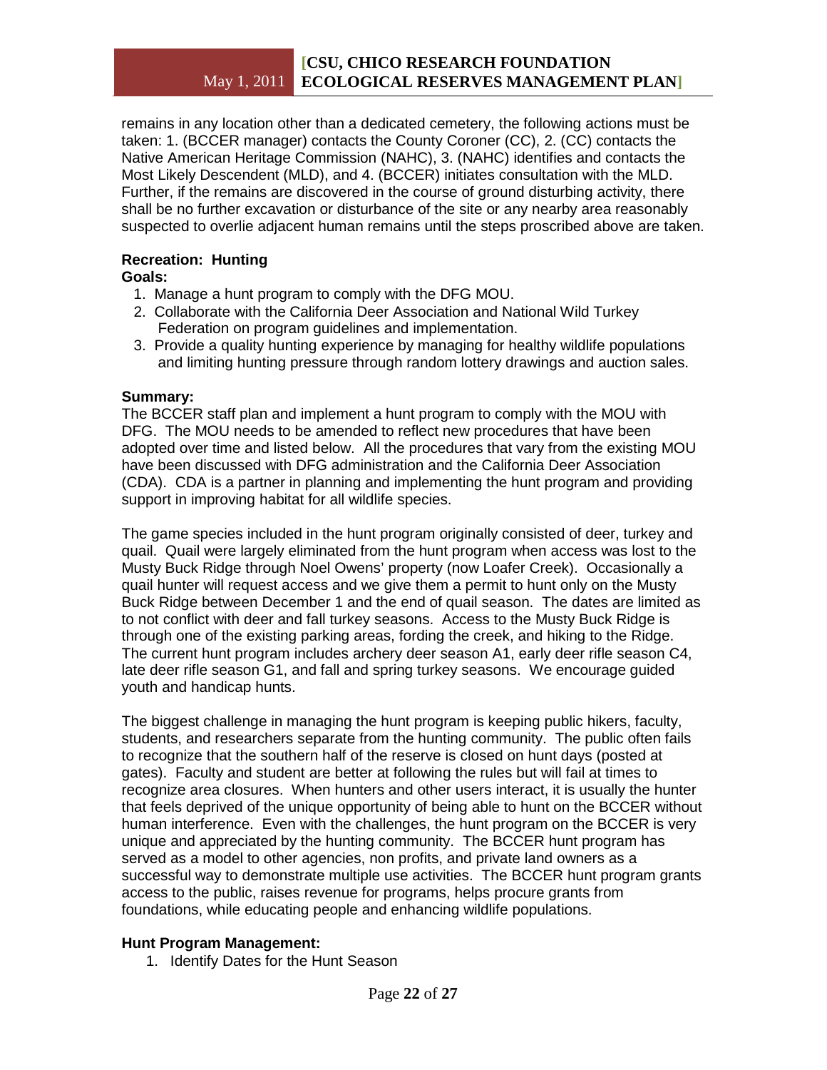remains in any location other than a dedicated cemetery, the following actions must be taken: 1. (BCCER manager) contacts the County Coroner (CC), 2. (CC) contacts the Native American Heritage Commission (NAHC), 3. (NAHC) identifies and contacts the Most Likely Descendent (MLD), and 4. (BCCER) initiates consultation with the MLD. Further, if the remains are discovered in the course of ground disturbing activity, there shall be no further excavation or disturbance of the site or any nearby area reasonably suspected to overlie adjacent human remains until the steps proscribed above are taken.

**Recreation: Hunting**

**Goals:**

1. Manage a hunt program to comply with the DFG MOU.
2. Collaborate with the California Deer Association and National Wild Turkey Federation on program guidelines and implementation.
3. Provide a quality hunting experience by managing for healthy wildlife populations and limiting hunting pressure through random lottery drawings and auction sales.

**Summary:**

The BCCER staff plan and implement a hunt program to comply with the MOU with DFG. The MOU needs to be amended to reflect new procedures that have been adopted over time and listed below. All the procedures that vary from the existing MOU have been discussed with DFG administration and the California Deer Association (CDA). CDA is a partner in planning and implementing the hunt program and providing support in improving habitat for all wildlife species.

The game species included in the hunt program originally consisted of deer, turkey and quail. Quail were largely eliminated from the hunt program when access was lost to the Musty Buck Ridge through Noel Owens' property (now Loafer Creek). Occasionally a quail hunter will request access and we give them a permit to hunt only on the Musty Buck Ridge between December 1 and the end of quail season. The dates are limited as to not conflict with deer and fall turkey seasons. Access to the Musty Buck Ridge is through one of the existing parking areas, fording the creek, and hiking to the Ridge. The current hunt program includes archery deer season A1, early deer rifle season C4, late deer rifle season G1, and fall and spring turkey seasons. We encourage guided youth and handicap hunts.

The biggest challenge in managing the hunt program is keeping public hikers, faculty, students, and researchers separate from the hunting community. The public often fails to recognize that the southern half of the reserve is closed on hunt days (posted at gates). Faculty and student are better at following the rules but will fail at times to recognize area closures. When hunters and other users interact, it is usually the hunter that feels deprived of the unique opportunity of being able to hunt on the BCCER without human interference. Even with the challenges, the hunt program on the BCCER is very unique and appreciated by the hunting community. The BCCER hunt program has served as a model to other agencies, non profits, and private land owners as a successful way to demonstrate multiple use activities. The BCCER hunt program grants access to the public, raises revenue for programs, helps procure grants from foundations, while educating people and enhancing wildlife populations.

**Hunt Program Management:**

1. Identify Dates for the Hunt Season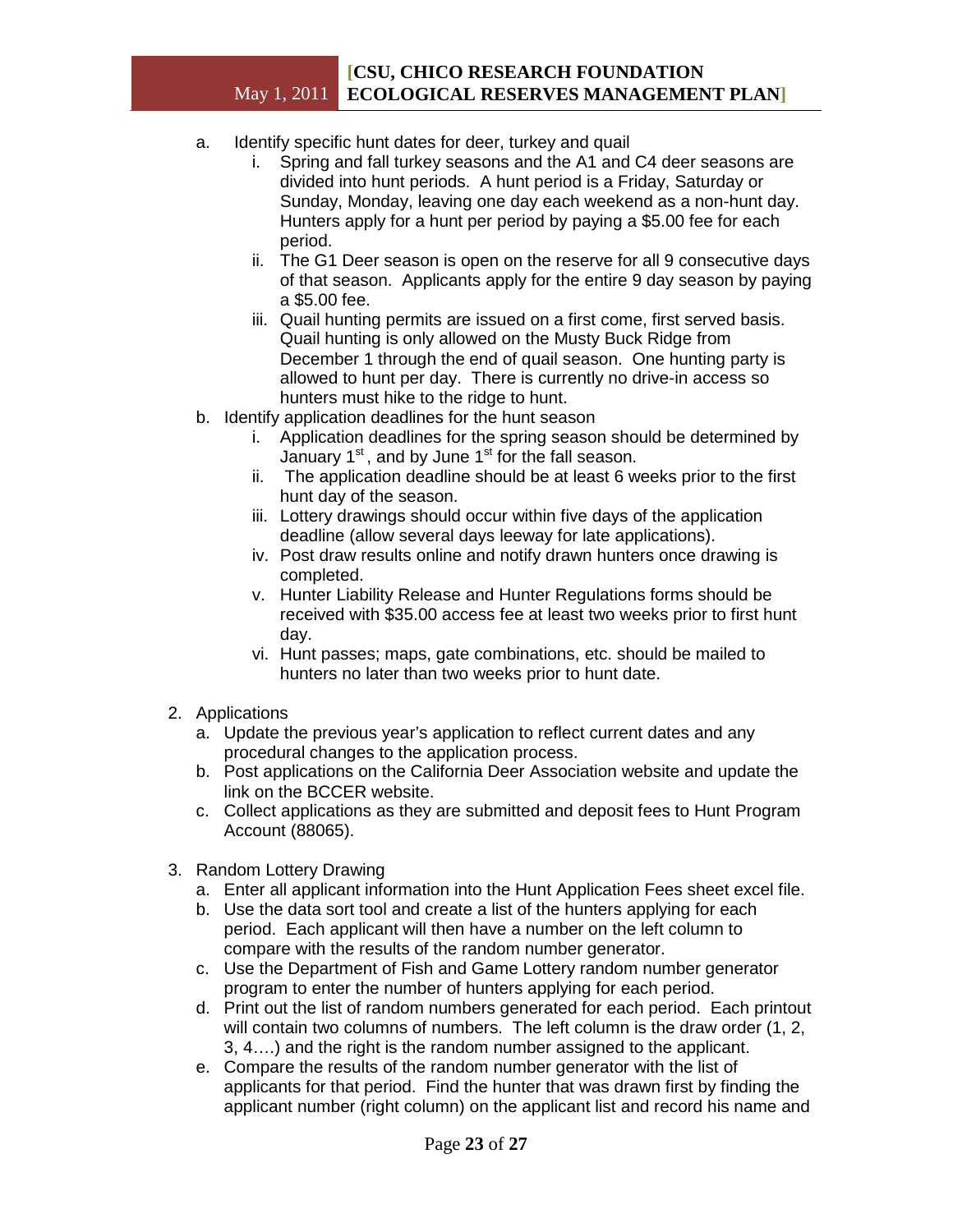a. Identify specific hunt dates for deer, turkey and quail
   i. Spring and fall turkey seasons and the A1 and C4 deer seasons are divided into hunt periods. A hunt period is a Friday, Saturday or Sunday, Monday, leaving one day each weekend as a non-hunt day. Hunters apply for a hunt per period by paying a $5.00 fee for each period.
   ii. The G1 Deer season is open on the reserve for all 9 consecutive days of that season. Applicants apply for the entire 9 day season by paying a $5.00 fee.
   iii. Quail hunting permits are issued on a first come, first served basis. Quail hunting is only allowed on the Musty Buck Ridge from December 1 through the end of quail season. One hunting party is allowed to hunt per day. There is currently no drive-in access so hunters must hike to the ridge to hunt.

b. Identify application deadlines for the hunt season
   i. Application deadlines for the spring season should be determined by January 1st, and by June 1st for the fall season.
   ii. The application deadline should be at least 6 weeks prior to the first hunt day of the season.
   iii. Lottery drawings should occur within five days of the application deadline (allow several days leeway for late applications).
   iv. Post draw results online and notify drawn hunters once drawing is completed.
   v. Hunter Liability Release and Hunter Regulations forms should be received with $35.00 access fee at least two weeks prior to first hunt day.
   vi. Hunt passes; maps, gate combinations, etc. should be mailed to hunters no later than two weeks prior to hunt date.

2. Applications
   a. Update the previous year's application to reflect current dates and any procedural changes to the application process.
   b. Post applications on the California Deer Association website and update the link on the BCCER website.
   c. Collect applications as they are submitted and deposit fees to Hunt Program Account (88065).

3. Random Lottery Drawing
   a. Enter all applicant information into the Hunt Application Fees sheet excel file.
   b. Use the data sort tool and create a list of the hunters applying for each period. Each applicant will then have a number on the left column to compare with the results of the random number generator.
   c. Use the Department of Fish and Game Lottery random number generator program to enter the number of hunters applying for each period.
   d. Print out the list of random numbers generated for each period. Each printout will contain two columns of numbers. The left column is the draw order (1, 2, 3, 4….) and the right is the random number assigned to the applicant.
   e. Compare the results of the random number generator with the list of applicants for that period. Find the hunter that was drawn first by finding the applicant number (right column) on the applicant list and record his name and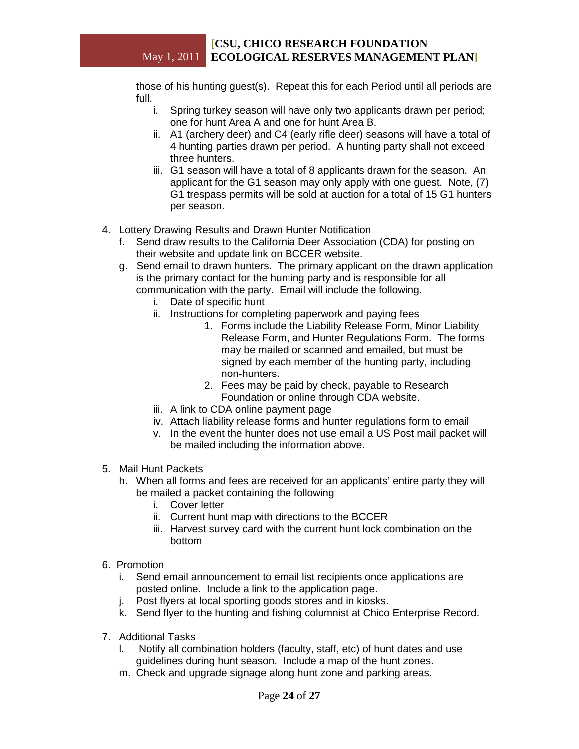those of his hunting guest(s). Repeat this for each Period until all periods are full.

   i. Spring turkey season will have only two applicants drawn per period; one for hunt Area A and one for hunt Area B.
   ii. A1 (archery deer) and C4 (early rifle deer) seasons will have a total of 4 hunting parties drawn per period. A hunting party shall not exceed three hunters.
   iii. G1 season will have a total of 8 applicants drawn for the season. An applicant for the G1 season may only apply with one guest. Note, (7) G1 trespass permits will be sold at auction for a total of 15 G1 hunters per season.

4. Lottery Drawing Results and Drawn Hunter Notification
   f. Send draw results to the California Deer Association (CDA) for posting on their website and update link on BCCER website.
   g. Send email to drawn hunters. The primary applicant on the drawn application is the primary contact for the hunting party and is responsible for all communication with the party. Email will include the following.
      i. Date of specific hunt
      ii. Instructions for completing paperwork and paying fees
         1. Forms include the Liability Release Form, Minor Liability Release Form, and Hunter Regulations Form. The forms may be mailed or scanned and emailed, but must be signed by each member of the hunting party, including non-hunters.
         2. Fees may be paid by check, payable to Research Foundation or online through CDA website.
      iii. A link to CDA online payment page
      iv. Attach liability release forms and hunter regulations form to email
      v. In the event the hunter does not use email a US Post mail packet will be mailed including the information above.

5. Mail Hunt Packets
   h. When all forms and fees are received for an applicants' entire party they will be mailed a packet containing the following
      i. Cover letter
      ii. Current hunt map with directions to the BCCER
      iii. Harvest survey card with the current hunt lock combination on the bottom

6. Promotion
   i. Send email announcement to email list recipients once applications are posted online. Include a link to the application page.
   j. Post flyers at local sporting goods stores and in kiosks.
   k. Send flyer to the hunting and fishing columnist at Chico Enterprise Record.

7. Additional Tasks
   l. Notify all combination holders (faculty, staff, etc) of hunt dates and use guidelines during hunt season. Include a map of the hunt zones.
   m. Check and upgrade signage along hunt zone and parking areas.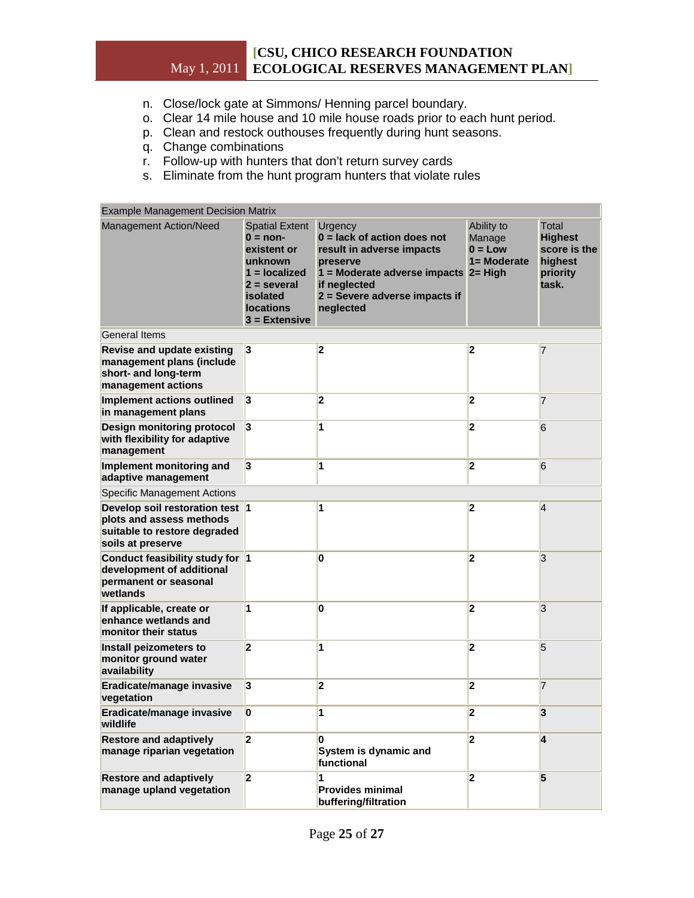n. Close/lock gate at Simmons/ Henning parcel boundary.
o. Clear 14 mile house and 10 mile house roads prior to each hunt period.
p. Clean and restock outhouses frequently during hunt seasons.
q. Change combinations
r. Follow-up with hunters that don't return survey cards
s. Eliminate from the hunt program hunters that violate rules

| Example Management Decision Matrix | | | | |
|---|---|---|---|---|
| Management Action/Need | Spatial Extent **0 = non-existent or unknown 1 = localized 2 = several isolated locations 3 = Extensive** | Urgency **0 = lack of action does not result in adverse impacts preserve 1 = Moderate adverse impacts if neglected 2 = Severe adverse impacts if neglected** | Ability to Manage **0 = Low 1= Moderate 2= High** | Total **Highest score is the highest priority task.** |
| General Items | | | | |
| **Revise and update existing management plans (include short- and long-term management actions** | **3** | **2** | **2** | 7 |
| **Implement actions outlined in management plans** | **3** | **2** | **2** | 7 |
| **Design monitoring protocol with flexibility for adaptive management** | **3** | **1** | **2** | 6 |
| **Implement monitoring and adaptive management** | **3** | **1** | **2** | 6 |
| Specific Management Actions | | | | |
| **Develop soil restoration test plots and assess methods suitable to restore degraded soils at preserve** | **1** | **1** | **2** | 4 |
| **Conduct feasibility study for development of additional permanent or seasonal wetlands** | **1** | **0** | **2** | 3 |
| **If applicable, create or enhance wetlands and monitor their status** | **1** | **0** | **2** | 3 |
| **Install peizometers to monitor ground water availability** | **2** | **1** | **2** | 5 |
| **Eradicate/manage invasive vegetation** | **3** | **2** | **2** | 7 |
| **Eradicate/manage invasive wildlife** | **0** | **1** | **2** | **3** |
| **Restore and adaptively manage riparian vegetation** | **2** | **0 System is dynamic and functional** | **2** | **4** |
| **Restore and adaptively manage upland vegetation** | **2** | **1 Provides minimal buffering/filtration** | **2** | **5** |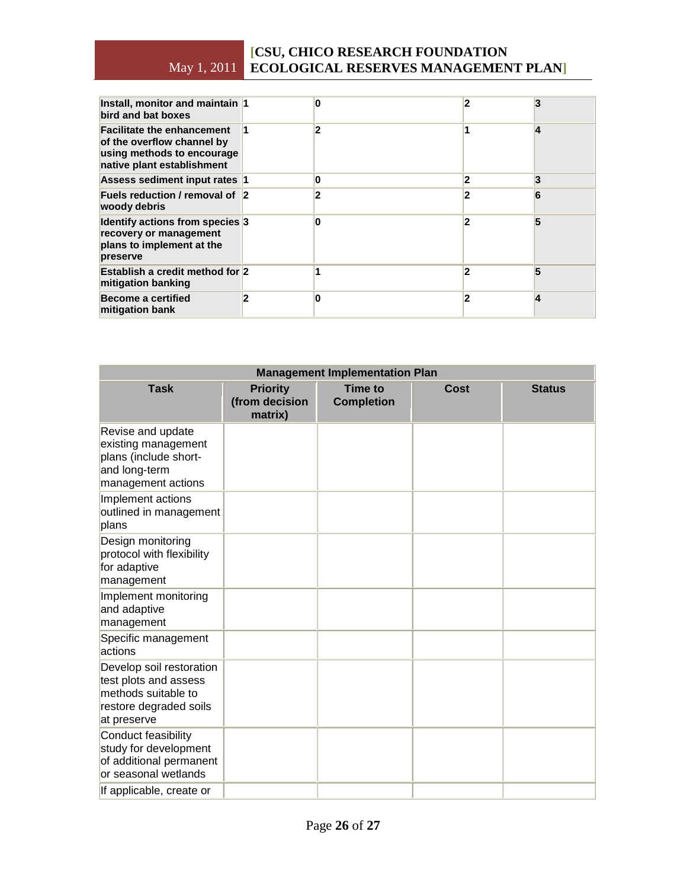| | | | | |
|---|---|---|---|---|
| **Install, monitor and maintain bird and bat boxes** | **1** | **0** | **2** | **3** |
| **Facilitate the enhancement of the overflow channel by using methods to encourage native plant establishment** | **1** | **2** | **1** | **4** |
| **Assess sediment input rates** | **1** | **0** | **2** | **3** |
| **Fuels reduction / removal of woody debris** | **2** | **2** | **2** | **6** |
| **Identify actions from species recovery or management plans to implement at the preserve** | **3** | **0** | **2** | **5** |
| **Establish a credit method for mitigation banking** | **2** | **1** | **2** | **5** |
| **Become a certified mitigation bank** | **2** | **0** | **2** | **4** |

| **Management Implementation Plan** | | | | |
|---|---|---|---|---|
| **Task** | **Priority (from decision matrix)** | **Time to Completion** | **Cost** | **Status** |
| Revise and update existing management plans (include short- and long-term management actions | | | | |
| Implement actions outlined in management plans | | | | |
| Design monitoring protocol with flexibility for adaptive management | | | | |
| Implement monitoring and adaptive management | | | | |
| Specific management actions | | | | |
| Develop soil restoration test plots and assess methods suitable to restore degraded soils at preserve | | | | |
| Conduct feasibility study for development of additional permanent or seasonal wetlands | | | | |
| If applicable, create or | | | | |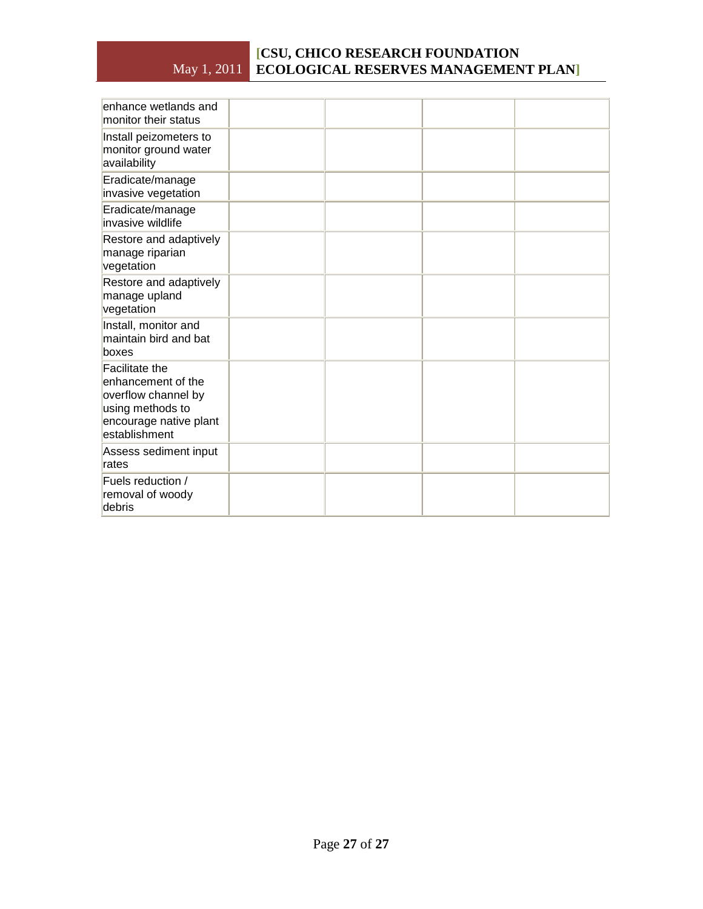| | | | | |
|---|---|---|---|---|
| enhance wetlands and monitor their status | | | | |
| Install peizometers to monitor ground water availability | | | | |
| Eradicate/manage invasive vegetation | | | | |
| Eradicate/manage invasive wildlife | | | | |
| Restore and adaptively manage riparian vegetation | | | | |
| Restore and adaptively manage upland vegetation | | | | |
| Install, monitor and maintain bird and bat boxes | | | | |
| Facilitate the enhancement of the overflow channel by using methods to encourage native plant establishment | | | | |
| Assess sediment input rates | | | | |
| Fuels reduction / removal of woody debris | | | | |